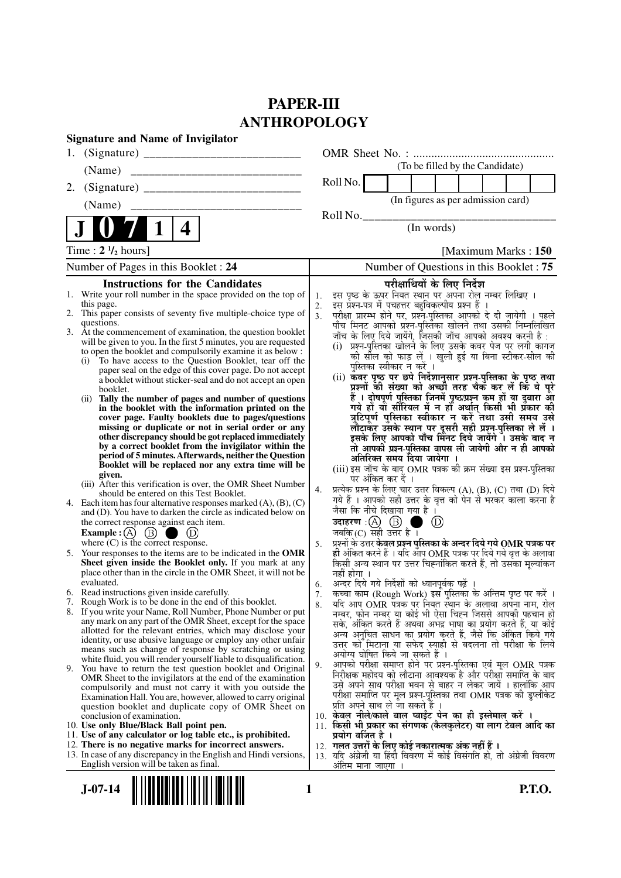# PAPER-III
# ANTHROPOLOGY

**Signature and Name of Invigilator**

1. (Signature) __________________________

   (Name) ____________________________

2. (Signature) __________________________

   (Name) ____________________________

OMR Sheet No. : ...............................................

(To be filled by the Candidate)

Roll No. | | | | | | | | |

(In figures as per admission card)

Roll No.________________________________

(In words)

**J 0 7 1 4**

Time : $2\frac{1}{2}$ hours] [Maximum Marks : **150**

Number of Pages in this Booklet : 24

Number of Questions in this Booklet : 75

## Instructions for the Candidates

1. Write your roll number in the space provided on the top of this page.
2. This paper consists of seventy five multiple-choice type of questions.
3. At the commencement of examination, the question booklet will be given to you. In the first 5 minutes, you are requested to open the booklet and compulsorily examine it as below :
   (i) To have access to the Question Booklet, tear off the paper seal on the edge of this cover page. Do not accept a booklet without sticker-seal and do not accept an open booklet.
   (ii) **Tally the number of pages and number of questions in the booklet with the information printed on the cover page. Faulty booklets due to pages/questions missing or duplicate or not in serial order or any other discrepancy should be got replaced immediately by a correct booklet from the invigilator within the period of 5 minutes. Afterwards, neither the Question Booklet will be replaced nor any extra time will be given.**
   (iii) After this verification is over, the OMR Sheet Number should be entered on this Test Booklet.
4. Each item has four alternative responses marked (A), (B), (C) and (D). You have to darken the circle as indicated below on the correct response against each item.
   **Example :** (A) (B) ● (D)
   where (C) is the correct response.
5. Your responses to the items are to be indicated in the **OMR Sheet given inside the Booklet only.** If you mark at any place other than in the circle in the OMR Sheet, it will not be evaluated.
6. Read instructions given inside carefully.
7. Rough Work is to be done in the end of this booklet.
8. If you write your Name, Roll Number, Phone Number or put any mark on any part of the OMR Sheet, except for the space allotted for the relevant entries, which may disclose your identity, or use abusive language or employ any other unfair means such as change of response by scratching or using white fluid, you will render yourself liable to disqualification.
9. You have to return the test question booklet and Original OMR Sheet to the invigilators at the end of the examination compulsorily and must not carry it with you outside the Examination Hall. You are, however, allowed to carry original question booklet and duplicate copy of OMR Sheet on conclusion of examination.
10. **Use only Blue/Black Ball point pen.**
11. **Use of any calculator or log table etc., is prohibited.**
12. **There is no negative marks for incorrect answers.**
13. In case of any discrepancy in the English and Hindi versions, English version will be taken as final.

## परीक्षार्थियों के लिए निर्देश

1. इस पृष्ठ के ऊपर नियत स्थान पर अपना रोल नम्बर लिखिए ।
2. इस प्रश्न-पत्र में पचहत्तर बहुविकल्पीय प्रश्न हैं ।
3. परीक्षा प्रारम्भ होने पर, प्रश्न-पुस्तिका आपको दे दी जायेगी । पहले पाँच मिनट आपको प्रश्न-पुस्तिका खोलने तथा उसकी निम्नलिखित जाँच के लिए दिये जायेंगे, जिसकी जाँच आपको अवश्य करनी है :
   (i) प्रश्न-पुस्तिका खोलने के लिए उसके कवर पेज पर लगी कागज की सील को फाड़ लें । खुली हुई या बिना स्टीकर-सील की पुस्तिका स्वीकार न करें ।
   (ii) **कवर पृष्ठ पर छपे निर्देशानुसार प्रश्न-पुस्तिका के पृष्ठ तथा प्रश्नों की संख्या को अच्छी तरह चैक कर लें कि ये पूरे हैं । दोषपूर्ण पुस्तिका जिनमें पृष्ठ/प्रश्न कम हों या दुबारा आ गये हों या सीरियल में न हों अर्थात् किसी भी प्रकार की त्रुटिपूर्ण पुस्तिका स्वीकार न करें तथा उसी समय उसे लौटाकर उसके स्थान पर दूसरी सही प्रश्न-पुस्तिका ले लें । इसके लिए आपको पाँच मिनट दिये जायेंगे । उसके बाद न तो आपकी प्रश्न-पुस्तिका वापस ली जायेगी और न ही आपको अतिरिक्त समय दिया जायेगा ।**
   (iii) इस जाँच के बाद OMR पत्रक की क्रम संख्या इस प्रश्न-पुस्तिका पर अंकित कर दें ।
4. प्रत्येक प्रश्न के लिए चार उत्तर विकल्प (A), (B), (C) तथा (D) दिये गये हैं । आपको सही उत्तर के वृत्त को पेन से भरकर काला करना है जैसा कि नीचे दिखाया गया है ।
   **उदाहरण :** (A) (B) ● (D)
   जबकि (C) सही उत्तर है ।
5. प्रश्नों के उत्तर **केवल प्रश्न पुस्तिका के अन्दर दिये गये OMR पत्रक पर ही** अंकित करने हैं । यदि आप OMR पत्रक पर दिये गये वृत्त के अलावा किसी अन्य स्थान पर उत्तर चिह्नांकित करते हैं, तो उसका मूल्यांकन नहीं होगा ।
6. अन्दर दिये गये निर्देशों को ध्यानपूर्वक पढ़ें ।
7. कच्चा काम (Rough Work) इस पुस्तिका के अन्तिम पृष्ठ पर करें ।
8. यदि आप OMR पत्रक पर नियत स्थान के अलावा अपना नाम, रोल नम्बर, फोन नम्बर या कोई भी ऐसा चिह्न जिससे आपकी पहचान हो सके, अंकित करते हैं अथवा अभद्र भाषा का प्रयोग करते हैं, या कोई अन्य अनुचित साधन का प्रयोग करते हैं, जैसे कि अंकित किये गये उत्तर को मिटाना या सफेद स्याही से बदलना तो परीक्षा के लिये अयोग्य घोषित किये जा सकते हैं ।
9. आपको परीक्षा समाप्त होने पर प्रश्न-पुस्तिका एवं मूल OMR पत्रक निरीक्षक महोदय को लौटाना आवश्यक है और परीक्षा समाप्ति के बाद उसे अपने साथ परीक्षा भवन से बाहर न लेकर जायें । हालांकि आप परीक्षा समाप्ति पर मूल प्रश्न-पुस्तिका तथा OMR पत्रक की डुप्लीकेट प्रति अपने साथ ले जा सकते हैं ।
10. **केवल नीले/काले बाल प्वाईंट पेन का ही इस्तेमाल करें ।**
11. **किसी भी प्रकार का संगणक (कैलकुलेटर) या लाग टेबल आदि का प्रयोग वर्जित है ।**
12. **गलत उत्तरों के लिए कोई नकारात्मक अंक नहीं हैं ।**
13. यदि अंग्रेजी या हिंदी विवरण में कोई विसंगति हो, तो अंग्रेजी विवरण अंतिम माना जाएगा ।

**J-07-14**

**P.T.O.**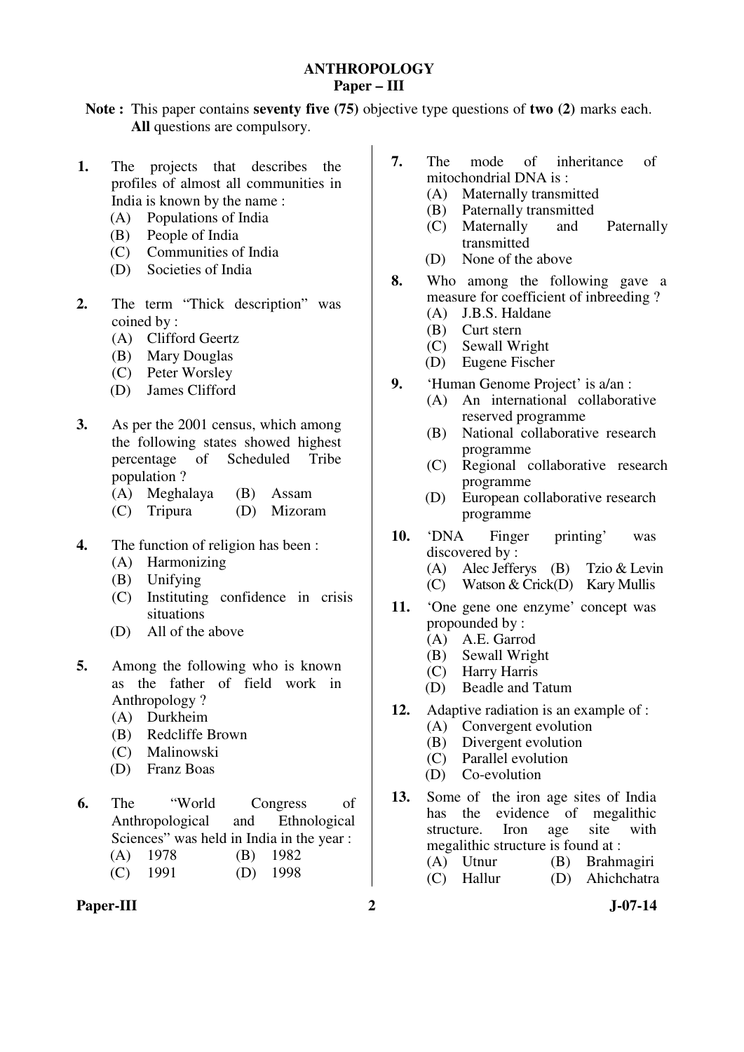# ANTHROPOLOGY
## Paper – III

**Note :** This paper contains **seventy five (75)** objective type questions of **two (2)** marks each. **All** questions are compulsory.

**1.** The projects that describes the profiles of almost all communities in India is known by the name :
- (A) Populations of India
- (B) People of India
- (C) Communities of India
- (D) Societies of India

**2.** The term "Thick description" was coined by :
- (A) Clifford Geertz
- (B) Mary Douglas
- (C) Peter Worsley
- (D) James Clifford

**3.** As per the 2001 census, which among the following states showed highest percentage of Scheduled Tribe population ?
- (A) Meghalaya
- (B) Assam
- (C) Tripura
- (D) Mizoram

**4.** The function of religion has been :
- (A) Harmonizing
- (B) Unifying
- (C) Instituting confidence in crisis situations
- (D) All of the above

**5.** Among the following who is known as the father of field work in Anthropology ?
- (A) Durkheim
- (B) Redcliffe Brown
- (C) Malinowski
- (D) Franz Boas

**6.** The "World Congress of Anthropological and Ethnological Sciences" was held in India in the year :
- (A) 1978
- (B) 1982
- (C) 1991
- (D) 1998

**7.** The mode of inheritance of mitochondrial DNA is :
- (A) Maternally transmitted
- (B) Paternally transmitted
- (C) Maternally and Paternally transmitted
- (D) None of the above

**8.** Who among the following gave a measure for coefficient of inbreeding ?
- (A) J.B.S. Haldane
- (B) Curt stern
- (C) Sewall Wright
- (D) Eugene Fischer

**9.** 'Human Genome Project' is a/an :
- (A) An international collaborative reserved programme
- (B) National collaborative research programme
- (C) Regional collaborative research programme
- (D) European collaborative research programme

**10.** 'DNA Finger printing' was discovered by :
- (A) Alec Jefferys
- (B) Tzio & Levin
- (C) Watson & Crick
- (D) Kary Mullis

**11.** 'One gene one enzyme' concept was propounded by :
- (A) A.E. Garrod
- (B) Sewall Wright
- (C) Harry Harris
- (D) Beadle and Tatum

**12.** Adaptive radiation is an example of :
- (A) Convergent evolution
- (B) Divergent evolution
- (C) Parallel evolution
- (D) Co-evolution

**13.** Some of the iron age sites of India has the evidence of megalithic structure. Iron age site with megalithic structure is found at :
- (A) Utnur
- (B) Brahmagiri
- (C) Hallur
- (D) Ahichchatra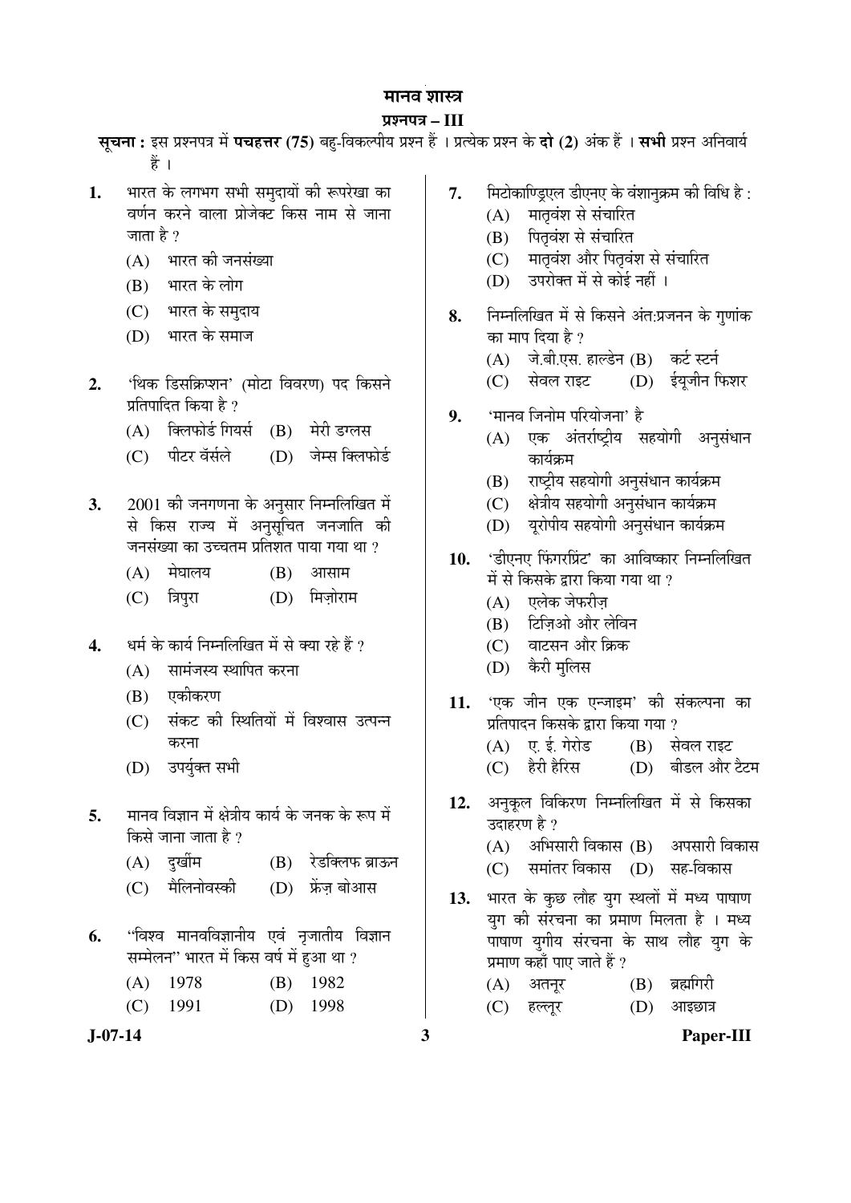# मानव शास्त्र

## प्रश्नपत्र – III

**सूचना :** इस प्रश्नपत्र में **पचहत्तर (75)** बहु-विकल्पीय प्रश्न हैं । प्रत्येक प्रश्न के **दो (2)** अंक हैं । **सभी** प्रश्न अनिवार्य हैं ।

**1.** भारत के लगभग सभी समुदायों की रूपरेखा का वर्णन करने वाला प्रोजेक्ट किस नाम से जाना जाता है ?

(A) भारत की जनसंख्या

(B) भारत के लोग

(C) भारत के समुदाय

(D) भारत के समाज

**2.** 'थिक डिसक्रिप्शन' (मोटा विवरण) पद किसने प्रतिपादित किया है ?

(A) क्लिफोर्ड गियर्स (B) मेरी डग्लस

(C) पीटर वॅर्सले (D) जेम्स क्लिफोर्ड

**3.** 2001 की जनगणना के अनुसार निम्नलिखित में से किस राज्य में अनुसूचित जनजाति की जनसंख्या का उच्चतम प्रतिशत पाया गया था ?

(A) मेघालय (B) आसाम

(C) त्रिपुरा (D) मिज़ोराम

**4.** धर्म के कार्य निम्नलिखित में से क्या रहे हैं ?

(A) सामंजस्य स्थापित करना

(B) एकीकरण

(C) संकट की स्थितियों में विश्वास उत्पन्न करना

(D) उपर्युक्त सभी

**5.** मानव विज्ञान में क्षेत्रीय कार्य के जनक के रूप में किसे जाना जाता है ?

(A) दुर्खीम (B) रेडक्लिफ ब्राऊन

(C) मैलिनोवस्की (D) फ्रेंज़ बोआस

**6.** "विश्व मानवविज्ञानीय एवं नृजातीय विज्ञान सम्मेलन" भारत में किस वर्ष में हुआ था ?

(A) 1978 (B) 1982

(C) 1991 (D) 1998

**7.** मिटोकाण्ड्रिएल डीएनए के वंशानुक्रम की विधि है :

(A) मातृवंश से संचारित

(B) पितृवंश से संचारित

(C) मातृवंश और पितृवंश से संचारित

(D) उपरोक्त में से कोई नहीं ।

**8.** निम्नलिखित में से किसने अंत:प्रजनन के गुणांक का माप दिया है ?

(A) जे.बी.एस. हाल्डेन (B) कर्ट स्टर्न

(C) सेवल राइट (D) ईयूजीन फिशर

**9.** 'मानव जिनोम परियोजना' है

(A) एक अंतर्राष्ट्रीय सहयोगी अनुसंधान कार्यक्रम

(B) राष्ट्रीय सहयोगी अनुसंधान कार्यक्रम

(C) क्षेत्रीय सहयोगी अनुसंधान कार्यक्रम

(D) यूरोपीय सहयोगी अनुसंधान कार्यक्रम

**10.** 'डीएनए फिंगरप्रिंट' का आविष्कार निम्नलिखित में से किसके द्वारा किया गया था ?

(A) एलेक जेफरीज़

(B) टिज़िओ और लेविन

(C) वाटसन और क्रिक

(D) कैरी मुलिस

**11.** 'एक जीन एक एन्जाइम' की संकल्पना का प्रतिपादन किसके द्वारा किया गया ?

(A) ए. ई. गेरोड (B) सेवल राइट

(C) हैरी हैरिस (D) बीडल और टैटम

**12.** अनुकूल विकिरण निम्नलिखित में से किसका उदाहरण है ?

(A) अभिसारी विकास (B) अपसारी विकास

(C) समांतर विकास (D) सह-विकास

**13.** भारत के कुछ लौह युग स्थलों में मध्य पाषाण युग की संरचना का प्रमाण मिलता है । मध्य पाषाण युगीय संरचना के साथ लौह युग के प्रमाण कहाँ पाए जाते हैं ?

(A) अतनूर (B) ब्रह्मगिरी

(C) हल्लूर (D) आइछात्र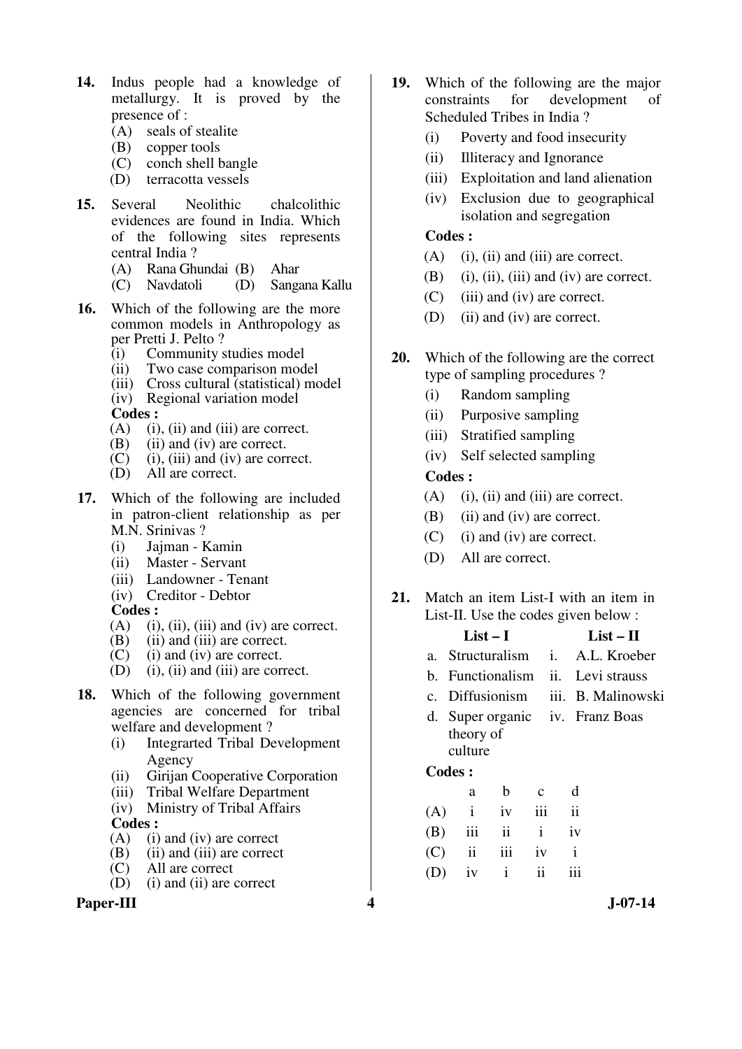14. Indus people had a knowledge of metallurgy. It is proved by the presence of :
    (A) seals of stealite
    (B) copper tools
    (C) conch shell bangle
    (D) terracotta vessels

15. Several Neolithic chalcolithic evidences are found in India. Which of the following sites represents central India ?
    (A) Rana Ghundai (B) Ahar
    (C) Navdatoli (D) Sangana Kallu

16. Which of the following are the more common models in Anthropology as per Pretti J. Pelto ?
    (i) Community studies model
    (ii) Two case comparison model
    (iii) Cross cultural (statistical) model
    (iv) Regional variation model

    **Codes :**
    (A) (i), (ii) and (iii) are correct.
    (B) (ii) and (iv) are correct.
    (C) (i), (iii) and (iv) are correct.
    (D) All are correct.

17. Which of the following are included in patron-client relationship as per M.N. Srinivas ?
    (i) Jajman - Kamin
    (ii) Master - Servant
    (iii) Landowner - Tenant
    (iv) Creditor - Debtor

    **Codes :**
    (A) (i), (ii), (iii) and (iv) are correct.
    (B) (ii) and (iii) are correct.
    (C) (i) and (iv) are correct.
    (D) (i), (ii) and (iii) are correct.

18. Which of the following government agencies are concerned for tribal welfare and development ?
    (i) Integrarted Tribal Development Agency
    (ii) Girijan Cooperative Corporation
    (iii) Tribal Welfare Department
    (iv) Ministry of Tribal Affairs

    **Codes :**
    (A) (i) and (iv) are correct
    (B) (ii) and (iii) are correct
    (C) All are correct
    (D) (i) and (ii) are correct

19. Which of the following are the major constraints for development of Scheduled Tribes in India ?
    (i) Poverty and food insecurity
    (ii) Illiteracy and Ignorance
    (iii) Exploitation and land alienation
    (iv) Exclusion due to geographical isolation and segregation

    **Codes :**
    (A) (i), (ii) and (iii) are correct.
    (B) (i), (ii), (iii) and (iv) are correct.
    (C) (iii) and (iv) are correct.
    (D) (ii) and (iv) are correct.

20. Which of the following are the correct type of sampling procedures ?
    (i) Random sampling
    (ii) Purposive sampling
    (iii) Stratified sampling
    (iv) Self selected sampling

    **Codes :**
    (A) (i), (ii) and (iii) are correct.
    (B) (ii) and (iv) are correct.
    (C) (i) and (iv) are correct.
    (D) All are correct.

21. Match an item List-I with an item in List-II. Use the codes given below :

| List – I | List – II |
|---|---|
| a. Structuralism | i. A.L. Kroeber |
| b. Functionalism | ii. Levi strauss |
| c. Diffusionism | iii. B. Malinowski |
| d. Super organic theory of culture | iv. Franz Boas |

**Codes :**

| | a | b | c | d |
|---|---|---|---|---|
| (A) | i | iv | iii | ii |
| (B) | iii | ii | i | iv |
| (C) | ii | iii | iv | i |
| (D) | iv | i | ii | iii |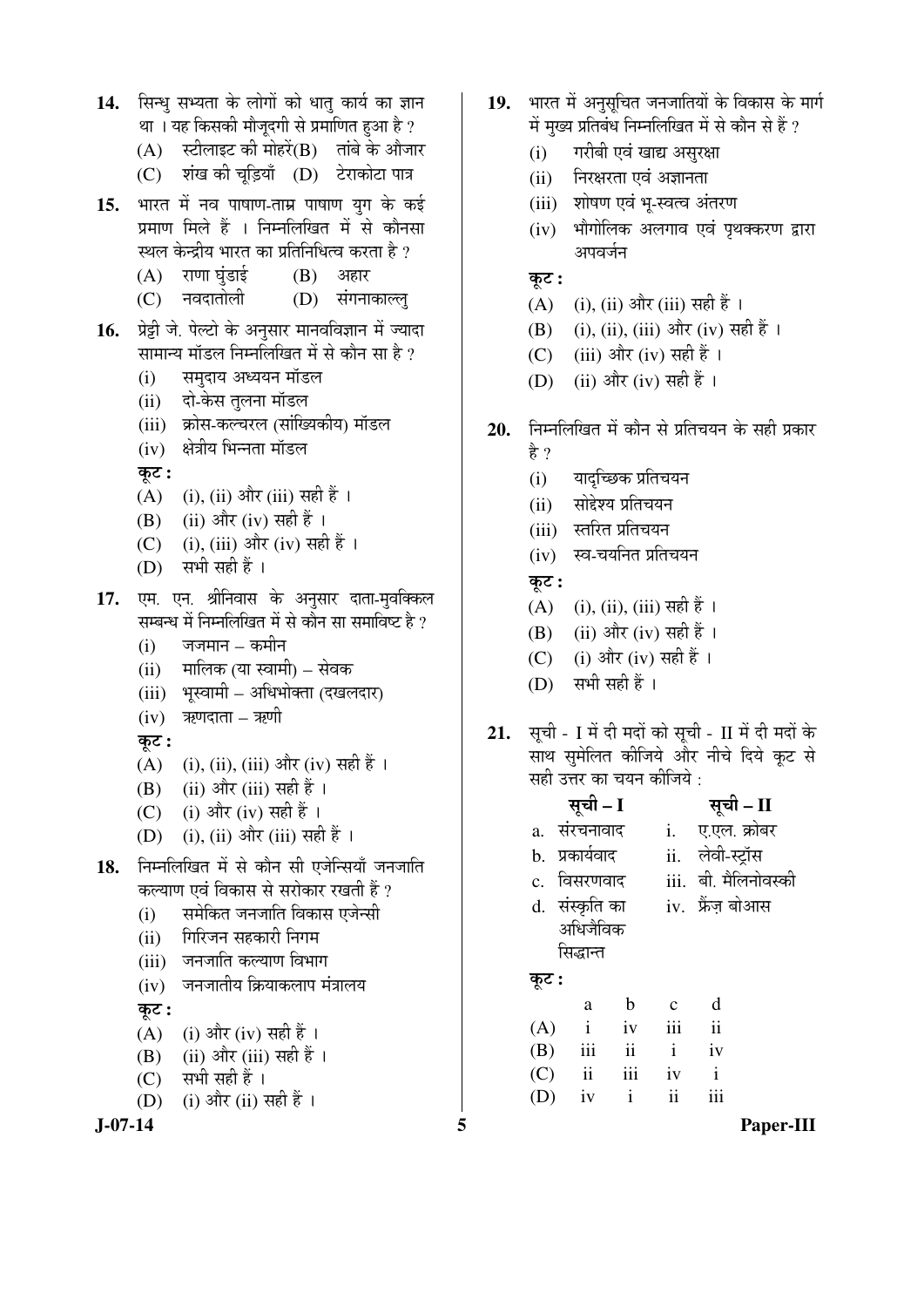14. सिन्धु सभ्यता के लोगों को धातु कार्य का ज्ञान था । यह किसकी मौजूदगी से प्रमाणित हुआ है ?
    (A) स्टीलाइट की मोहरें
    (B) तांबे के औजार
    (C) शंख की चूड़ियाँ
    (D) टेराकोटा पात्र

15. भारत में नव पाषाण-ताम्र पाषाण युग के कई प्रमाण मिले हैं । निम्नलिखित में से कौनसा स्थल केन्द्रीय भारत का प्रतिनिधित्व करता है ?
    (A) राणा घुंडाई
    (B) अहार
    (C) नवदातोली
    (D) संगनाकाल्लु

16. प्रेट्टी जे. पेल्टो के अनुसार मानवविज्ञान में ज्यादा सामान्य मॉडल निम्नलिखित में से कौन सा है ?
    (i) समुदाय अध्ययन मॉडल
    (ii) दो-केस तुलना मॉडल
    (iii) क्रोस-कल्चरल (सांख्यिकीय) मॉडल
    (iv) क्षेत्रीय भिन्नता मॉडल

    **कूट :**
    (A) (i), (ii) और (iii) सही हैं ।
    (B) (ii) और (iv) सही हैं ।
    (C) (i), (iii) और (iv) सही हैं ।
    (D) सभी सही हैं ।

17. एम. एन. श्रीनिवास के अनुसार दाता-मुवक्किल सम्बन्ध में निम्नलिखित में से कौन सा समाविष्ट है ?
    (i) जजमान – कमीन
    (ii) मालिक (या स्वामी) – सेवक
    (iii) भूस्वामी – अधिभोक्ता (दखलदार)
    (iv) ऋणदाता – ऋणी

    **कूट :**
    (A) (i), (ii), (iii) और (iv) सही हैं ।
    (B) (ii) और (iii) सही हैं ।
    (C) (i) और (iv) सही हैं ।
    (D) (i), (ii) और (iii) सही हैं ।

18. निम्नलिखित में से कौन सी एजेन्सियाँ जनजाति कल्याण एवं विकास से सरोकार रखती हैं ?
    (i) समेकित जनजाति विकास एजेन्सी
    (ii) गिरिजन सहकारी निगम
    (iii) जनजाति कल्याण विभाग
    (iv) जनजातीय क्रियाकलाप मंत्रालय

    **कूट :**
    (A) (i) और (iv) सही हैं ।
    (B) (ii) और (iii) सही हैं ।
    (C) सभी सही हैं ।
    (D) (i) और (ii) सही हैं ।

19. भारत में अनुसूचित जनजातियों के विकास के मार्ग में मुख्य प्रतिबंध निम्नलिखित में से कौन से हैं ?
    (i) गरीबी एवं खाद्य असुरक्षा
    (ii) निरक्षरता एवं अज्ञानता
    (iii) शोषण एवं भू-स्वत्व अंतरण
    (iv) भौगोलिक अलगाव एवं पृथक्करण द्वारा अपवर्जन

    **कूट :**
    (A) (i), (ii) और (iii) सही हैं ।
    (B) (i), (ii), (iii) और (iv) सही हैं ।
    (C) (iii) और (iv) सही हैं ।
    (D) (ii) और (iv) सही हैं ।

20. निम्नलिखित में कौन से प्रतिचयन के सही प्रकार है ?
    (i) यादृच्छिक प्रतिचयन
    (ii) सोद्देश्य प्रतिचयन
    (iii) स्तरित प्रतिचयन
    (iv) स्व-चयनित प्रतिचयन

    **कूट :**
    (A) (i), (ii), (iii) सही हैं ।
    (B) (ii) और (iv) सही हैं ।
    (C) (i) और (iv) सही हैं ।
    (D) सभी सही हैं ।

21. सूची - I में दी मदों को सूची - II में दी मदों के साथ सुमेलित कीजिये और नीचे दिये कूट से सही उत्तर का चयन कीजिये :

| सूची – I | सूची – II |
|---|---|
| a. संरचनावाद | i. ए.एल. क्रोबर |
| b. प्रकार्यवाद | ii. लेवी-स्ट्रॉस |
| c. विसरणवाद | iii. बी. मैलिनोवस्की |
| d. संस्कृति का अधिजैविक सिद्धान्त | iv. फ्रैंज़ बोआस |

**कूट :**

| | a | b | c | d |
|---|---|---|---|---|
| (A) | i | iv | iii | ii |
| (B) | iii | ii | i | iv |
| (C) | ii | iii | iv | i |
| (D) | iv | i | ii | iii |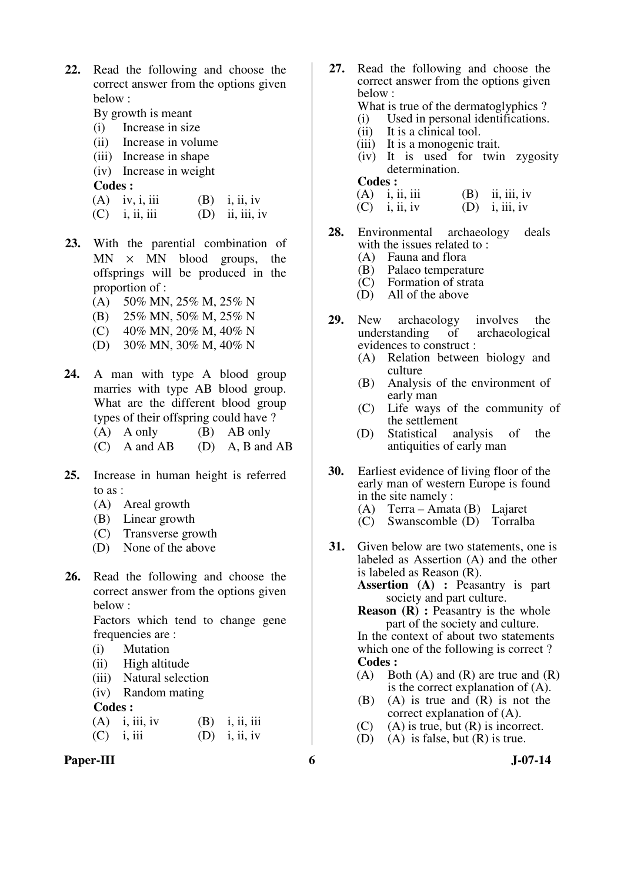**22.** Read the following and choose the correct answer from the options given below :

By growth is meant

(i) Increase in size
(ii) Increase in volume
(iii) Increase in shape
(iv) Increase in weight

**Codes :**

(A) iv, i, iii (B) i, ii, iv
(C) i, ii, iii (D) ii, iii, iv

**23.** With the parential combination of MN × MN blood groups, the offsprings will be produced in the proportion of :

(A) 50% MN, 25% M, 25% N
(B) 25% MN, 50% M, 25% N
(C) 40% MN, 20% M, 40% N
(D) 30% MN, 30% M, 40% N

**24.** A man with type A blood group marries with type AB blood group. What are the different blood group types of their offspring could have ?

(A) A only (B) AB only
(C) A and AB (D) A, B and AB

**25.** Increase in human height is referred to as :

(A) Areal growth
(B) Linear growth
(C) Transverse growth
(D) None of the above

**26.** Read the following and choose the correct answer from the options given below :

Factors which tend to change gene frequencies are :

(i) Mutation
(ii) High altitude
(iii) Natural selection
(iv) Random mating

**Codes :**

(A) i, iii, iv (B) i, ii, iii
(C) i, iii (D) i, ii, iv

**27.** Read the following and choose the correct answer from the options given below :

What is true of the dermatoglyphics ?

(i) Used in personal identifications.
(ii) It is a clinical tool.
(iii) It is a monogenic trait.
(iv) It is used for twin zygosity determination.

**Codes :**

(A) i, ii, iii (B) ii, iii, iv
(C) i, ii, iv (D) i, iii, iv

**28.** Environmental archaeology deals with the issues related to :

(A) Fauna and flora
(B) Palaeo temperature
(C) Formation of strata
(D) All of the above

**29.** New archaeology involves the understanding of archaeological evidences to construct :

(A) Relation between biology and culture
(B) Analysis of the environment of early man
(C) Life ways of the community of the settlement
(D) Statistical analysis of the antiquities of early man

**30.** Earliest evidence of living floor of the early man of western Europe is found in the site namely :

(A) Terra – Amata (B) Lajaret
(C) Swanscomble (D) Torralba

**31.** Given below are two statements, one is labeled as Assertion (A) and the other is labeled as Reason (R).

**Assertion (A) :** Peasantry is part society and part culture.

**Reason (R) :** Peasantry is the whole part of the society and culture.

In the context of about two statements which one of the following is correct ?

**Codes :**

(A) Both (A) and (R) are true and (R) is the correct explanation of (A).
(B) (A) is true and (R) is not the correct explanation of (A).
(C) (A) is true, but (R) is incorrect.
(D) (A) is false, but (R) is true.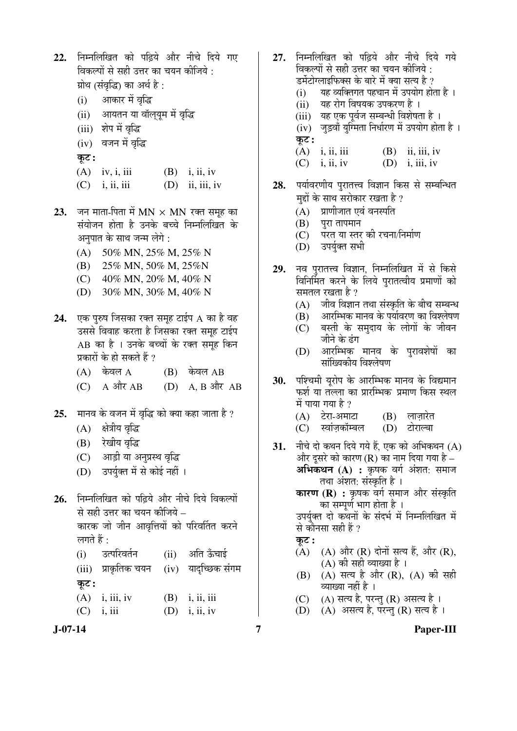22. निम्नलिखित को पढ़िये और नीचे दिये गए विकल्पों से सही उत्तर का चयन कीजिये :
ग्रोथ (संवृद्धि) का अर्थ है :
(i) आकार में वृद्धि
(ii) आयतन या वॉल्यूम में वृद्धि
(iii) शेप में वृद्धि
(iv) वजन में वृद्धि
**कूट :**
(A) iv, i, iii (B) i, ii, iv
(C) i, ii, iii (D) ii, iii, iv

23. जन माता-पिता में MN × MN रक्त समूह का संयोजन होता है उनके बच्चे निम्नलिखित के अनुपात के साथ जन्म लेगे :
(A) 50% MN, 25% M, 25% N
(B) 25% MN, 50% M, 25%N
(C) 40% MN, 20% M, 40% N
(D) 30% MN, 30% M, 40% N

24. एक पुरुष जिसका रक्त समूह टाईप A का है वह उससे विवाह करता है जिसका रक्त समूह टाईप AB का है । उनके बच्चों के रक्त समूह किन प्रकारों के हो सकते हैं ?
(A) केवल A (B) केवल AB
(C) A और AB (D) A, B और AB

25. मानव के वजन में वृद्धि को क्या कहा जाता है ?
(A) क्षेत्रीय वृद्धि
(B) रेखीय वृद्धि
(C) आड़ी या अनुप्रस्थ वृद्धि
(D) उपर्युक्त में से कोई नहीं ।

26. निम्नलिखित को पढ़िये और नीचे दिये विकल्पों से सही उत्तर का चयन कीजिये –
कारक जो जीन आवृत्तियों को परिवर्तित करने लगते हैं :
(i) उत्परिवर्तन (ii) अति ऊँचाई
(iii) प्राकृतिक चयन (iv) यादृच्छिक संगम
**कूट :**
(A) i, iii, iv (B) i, ii, iii
(C) i, iii (D) i, ii, iv

27. निम्नलिखित को पढ़िये और नीचे दिये गये विकल्पों से सही उत्तर का चयन कीजिये :
डर्मेटोग्लाइफिक्स के बारे में क्या सत्य है ?
(i) यह व्यक्तिगत पहचान में उपयोग होता है ।
(ii) यह रोग विषयक उपकरण है ।
(iii) यह एक पूर्वज सम्बन्धी विशेषता है ।
(iv) जुड़वाँ युग्मिता निर्धारण में उपयोग होता है ।
**कूट :**
(A) i, ii, iii (B) ii, iii, iv
(C) i, ii, iv (D) i, iii, iv

28. पर्यावरणीय पुरातत्त्व विज्ञान किस से सम्बन्धित मुद्दों के साथ सरोकार रखता है ?
(A) प्राणीजात एवं वनस्पति
(B) पुरा तापमान
(C) परत या स्तर की रचना/निर्माण
(D) उपर्युक्त सभी

29. नव पुरातत्त्व विज्ञान, निम्नलिखित में से किसे विनिर्मित करने के लिये पुरातत्वीय प्रमाणों को समतल रखता है ?
(A) जीव विज्ञान तथा संस्कृति के बीच सम्बन्ध
(B) आरम्भिक मानव के पर्यावरण का विश्लेषण
(C) बस्ती के समुदाय के लोगों के जीवन जीने के ढंग
(D) आरम्भिक मानव के पुरावशेषों का सांख्यिकीय विश्लेषण

30. पश्चिमी यूरोप के आरम्भिक मानव के विद्यमान फर्श या तल्ला का प्रारम्भिक प्रमाण किस स्थल में पाया गया है ?
(A) टेरा-अमाटा (B) लाज़ारेत
(C) स्वांज़कॉम्बल (D) टोराल्बा

31. नीचे दो कथन दिये गये हैं, एक को अभिकथन (A) और दूसरे को कारण (R) का नाम दिया गया है –
**अभिकथन (A) :** कृषक वर्ग अंशत: समाज तथा अंशत: संस्कृति है ।
**कारण (R) :** कृषक वर्ग समाज और संस्कृति का सम्पूर्ण भाग होता है ।
उपर्युक्त दो कथनों के संदर्भ में निम्नलिखित में से कौनसा सही हैं ?
**कूट :**
(A) (A) और (R) दोनों सत्य हैं, और (R), (A) की सही व्याख्या है ।
(B) (A) सत्य है और (R), (A) की सही व्याख्या नहीं है ।
(C) (A) सत्य है, परन्तु (R) असत्य है ।
(D) (A) असत्य है, परन्तु (R) सत्य है ।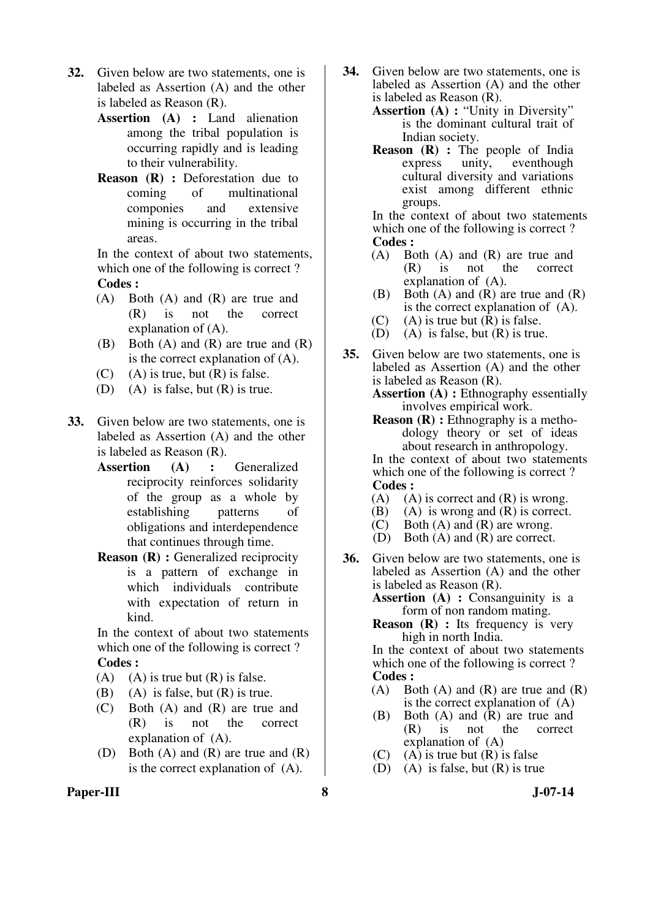**32.** Given below are two statements, one is labeled as Assertion (A) and the other is labeled as Reason (R).

**Assertion (A) :** Land alienation among the tribal population is occurring rapidly and is leading to their vulnerability.

**Reason (R) :** Deforestation due to coming of multinational componies and extensive mining is occurring in the tribal areas.

In the context of about two statements, which one of the following is correct ?

**Codes :**

(A) Both (A) and (R) are true and (R) is not the correct explanation of (A).
(B) Both (A) and (R) are true and (R) is the correct explanation of (A).
(C) (A) is true, but (R) is false.
(D) (A) is false, but (R) is true.

**33.** Given below are two statements, one is labeled as Assertion (A) and the other is labeled as Reason (R).

**Assertion (A) :** Generalized reciprocity reinforces solidarity of the group as a whole by establishing patterns of obligations and interdependence that continues through time.

**Reason (R) :** Generalized reciprocity is a pattern of exchange in which individuals contribute with expectation of return in kind.

In the context of about two statements which one of the following is correct ?

**Codes :**

(A) (A) is true but (R) is false.
(B) (A) is false, but (R) is true.
(C) Both (A) and (R) are true and (R) is not the correct explanation of (A).
(D) Both (A) and (R) are true and (R) is the correct explanation of (A).

**34.** Given below are two statements, one is labeled as Assertion (A) and the other is labeled as Reason (R).

**Assertion (A) :** "Unity in Diversity" is the dominant cultural trait of Indian society.

**Reason (R) :** The people of India express unity, eventhough cultural diversity and variations exist among different ethnic groups.

In the context of about two statements which one of the following is correct ?

**Codes :**

(A) Both (A) and (R) are true and (R) is not the correct explanation of (A).
(B) Both (A) and (R) are true and (R) is the correct explanation of (A).
(C) (A) is true but (R) is false.
(D) (A) is false, but (R) is true.

**35.** Given below are two statements, one is labeled as Assertion (A) and the other is labeled as Reason (R).

**Assertion (A) :** Ethnography essentially involves empirical work.

**Reason (R) :** Ethnography is a methodology theory or set of ideas about research in anthropology.

In the context of about two statements which one of the following is correct ?

**Codes :**

(A) (A) is correct and (R) is wrong.
(B) (A) is wrong and (R) is correct.
(C) Both (A) and (R) are wrong.
(D) Both (A) and (R) are correct.

**36.** Given below are two statements, one is labeled as Assertion (A) and the other is labeled as Reason (R).

**Assertion (A) :** Consanguinity is a form of non random mating.

**Reason (R) :** Its frequency is very high in north India.

In the context of about two statements which one of the following is correct ?

**Codes :**

(A) Both (A) and (R) are true and (R) is the correct explanation of (A)
(B) Both (A) and (R) are true and (R) is not the correct explanation of (A)
(C) (A) is true but (R) is false
(D) (A) is false, but (R) is true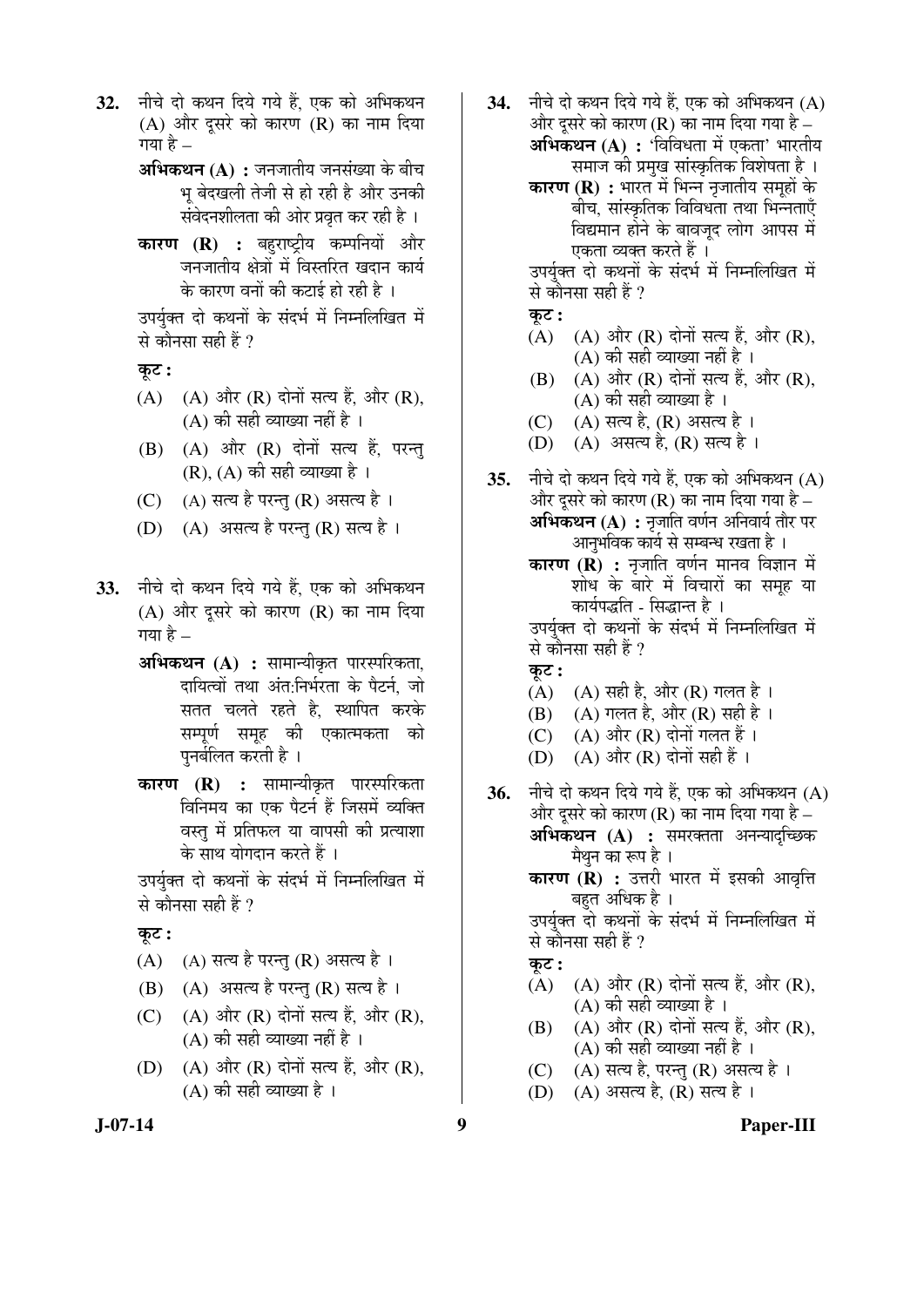**32.** नीचे दो कथन दिये गये हैं, एक को अभिकथन (A) और दूसरे को कारण (R) का नाम दिया गया है –

**अभिकथन (A) :** जनजातीय जनसंख्या के बीच भू बेदखली तेजी से हो रही है और उनकी संवेदनशीलता की ओर प्रवृत कर रही है ।

**कारण (R) :** बहुराष्ट्रीय कम्पनियों और जनजातीय क्षेत्रों में विस्तरित खदान कार्य के कारण वनों की कटाई हो रही है ।

उपर्युक्त दो कथनों के संदर्भ में निम्नलिखित में से कौनसा सही हैं ?

**कूट :**

(A) (A) और (R) दोनों सत्य हैं, और (R), (A) की सही व्याख्या नहीं है ।

(B) (A) और (R) दोनों सत्य हैं, परन्तु (R), (A) की सही व्याख्या है ।

(C) (A) सत्य है परन्तु (R) असत्य है ।

(D) (A) असत्य है परन्तु (R) सत्य है ।

**33.** नीचे दो कथन दिये गये हैं, एक को अभिकथन (A) और दूसरे को कारण (R) का नाम दिया गया है –

**अभिकथन (A) :** सामान्यीकृत पारस्परिकता, दायित्वों तथा अंत:निर्भरता के पैटर्न, जो सतत चलते रहते है, स्थापित करके सम्पूर्ण समूह की एकात्मकता को पुनर्बलित करती है ।

**कारण (R) :** सामान्यीकृत पारस्परिकता विनिमय का एक पैटर्न हैं जिसमें व्यक्ति वस्तु में प्रतिफल या वापसी की प्रत्याशा के साथ योगदान करते हैं ।

उपर्युक्त दो कथनों के संदर्भ में निम्नलिखित में से कौनसा सही हैं ?

**कूट :**

(A) (A) सत्य है परन्तु (R) असत्य है ।

(B) (A) असत्य है परन्तु (R) सत्य है ।

(C) (A) और (R) दोनों सत्य हैं, और (R), (A) की सही व्याख्या नहीं है ।

(D) (A) और (R) दोनों सत्य हैं, और (R), (A) की सही व्याख्या है ।

**34.** नीचे दो कथन दिये गये हैं, एक को अभिकथन (A) और दूसरे को कारण (R) का नाम दिया गया है –

**अभिकथन (A) :** 'विविधता में एकता' भारतीय समाज की प्रमुख सांस्कृतिक विशेषता है ।

**कारण (R) :** भारत में भिन्न नृजातीय समूहों के बीच, सांस्कृतिक विविधता तथा भिन्नताएँ विद्यमान होने के बावजूद लोग आपस में एकता व्यक्त करते हैं ।

उपर्युक्त दो कथनों के संदर्भ में निम्नलिखित में से कौनसा सही हैं ?

**कूट :**

(A) (A) और (R) दोनों सत्य हैं, और (R), (A) की सही व्याख्या नहीं है ।

(B) (A) और (R) दोनों सत्य हैं, और (R), (A) की सही व्याख्या है ।

(C) (A) सत्य है, (R) असत्य है ।

(D) (A) असत्य है, (R) सत्य है ।

**35.** नीचे दो कथन दिये गये हैं, एक को अभिकथन (A) और दूसरे को कारण (R) का नाम दिया गया है –

**अभिकथन (A) :** नृजाति वर्णन अनिवार्य तौर पर आनुभविक कार्य से सम्बन्ध रखता है ।

**कारण (R) :** नृजाति वर्णन मानव विज्ञान में शोध के बारे में विचारों का समूह या कार्यपद्धति - सिद्धान्त है ।

उपर्युक्त दो कथनों के संदर्भ में निम्नलिखित में से कौनसा सही हैं ?

**कूट :**

(A) (A) सही है, और (R) गलत है ।

(B) (A) गलत है, और (R) सही है ।

(C) (A) और (R) दोनों गलत हैं ।

(D) (A) और (R) दोनों सही हैं ।

**36.** नीचे दो कथन दिये गये हैं, एक को अभिकथन (A) और दूसरे को कारण (R) का नाम दिया गया है –

**अभिकथन (A) :** समरक्तता अनन्यादृच्छिक मैथुन का रूप है ।

**कारण (R) :** उत्तरी भारत में इसकी आवृत्ति बहुत अधिक है ।

उपर्युक्त दो कथनों के संदर्भ में निम्नलिखित में से कौनसा सही हैं ?

**कूट :**

(A) (A) और (R) दोनों सत्य हैं, और (R), (A) की सही व्याख्या है ।

(B) (A) और (R) दोनों सत्य हैं, और (R), (A) की सही व्याख्या नहीं है ।

(C) (A) सत्य है, परन्तु (R) असत्य है ।

(D) (A) असत्य है, (R) सत्य है ।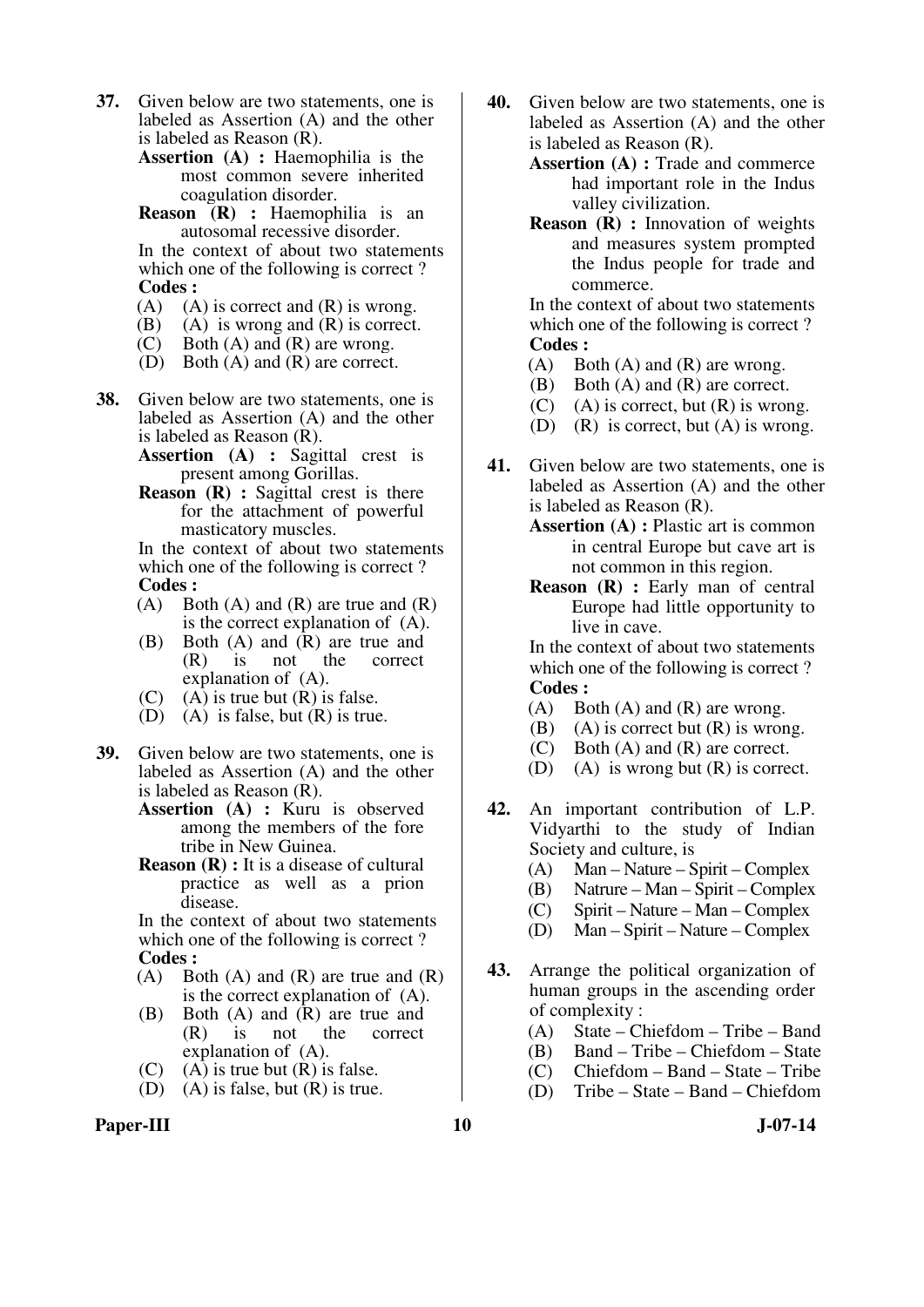**37.** Given below are two statements, one is labeled as Assertion (A) and the other is labeled as Reason (R).

**Assertion (A) :** Haemophilia is the most common severe inherited coagulation disorder.

**Reason (R) :** Haemophilia is an autosomal recessive disorder.

In the context of about two statements which one of the following is correct ?

**Codes :**

(A) (A) is correct and (R) is wrong.
(B) (A) is wrong and (R) is correct.
(C) Both (A) and (R) are wrong.
(D) Both (A) and (R) are correct.

**38.** Given below are two statements, one is labeled as Assertion (A) and the other is labeled as Reason (R).

**Assertion (A) :** Sagittal crest is present among Gorillas.

**Reason (R) :** Sagittal crest is there for the attachment of powerful masticatory muscles.

In the context of about two statements which one of the following is correct ?

**Codes :**

(A) Both (A) and (R) are true and (R) is the correct explanation of (A).
(B) Both (A) and (R) are true and (R) is not the correct explanation of (A).
(C) (A) is true but (R) is false.
(D) (A) is false, but (R) is true.

**39.** Given below are two statements, one is labeled as Assertion (A) and the other is labeled as Reason (R).

**Assertion (A) :** Kuru is observed among the members of the fore tribe in New Guinea.

**Reason (R) :** It is a disease of cultural practice as well as a prion disease.

In the context of about two statements which one of the following is correct ?

**Codes :**

(A) Both (A) and (R) are true and (R) is the correct explanation of (A).
(B) Both (A) and (R) are true and (R) is not the correct explanation of (A).
(C) (A) is true but (R) is false.
(D) (A) is false, but (R) is true.

**40.** Given below are two statements, one is labeled as Assertion (A) and the other is labeled as Reason (R).

**Assertion (A) :** Trade and commerce had important role in the Indus valley civilization.

**Reason (R) :** Innovation of weights and measures system prompted the Indus people for trade and commerce.

In the context of about two statements which one of the following is correct ?

**Codes :**

(A) Both (A) and (R) are wrong.
(B) Both (A) and (R) are correct.
(C) (A) is correct, but (R) is wrong.
(D) (R) is correct, but (A) is wrong.

**41.** Given below are two statements, one is labeled as Assertion (A) and the other is labeled as Reason (R).

**Assertion (A) :** Plastic art is common in central Europe but cave art is not common in this region.

**Reason (R) :** Early man of central Europe had little opportunity to live in cave.

In the context of about two statements which one of the following is correct ?

**Codes :**

(A) Both (A) and (R) are wrong.
(B) (A) is correct but (R) is wrong.
(C) Both (A) and (R) are correct.
(D) (A) is wrong but (R) is correct.

**42.** An important contribution of L.P. Vidyarthi to the study of Indian Society and culture, is

(A) Man – Nature – Spirit – Complex
(B) Natrure – Man – Spirit – Complex
(C) Spirit – Nature – Man – Complex
(D) Man – Spirit – Nature – Complex

**43.** Arrange the political organization of human groups in the ascending order of complexity :

(A) State – Chiefdom – Tribe – Band
(B) Band – Tribe – Chiefdom – State
(C) Chiefdom – Band – State – Tribe
(D) Tribe – State – Band – Chiefdom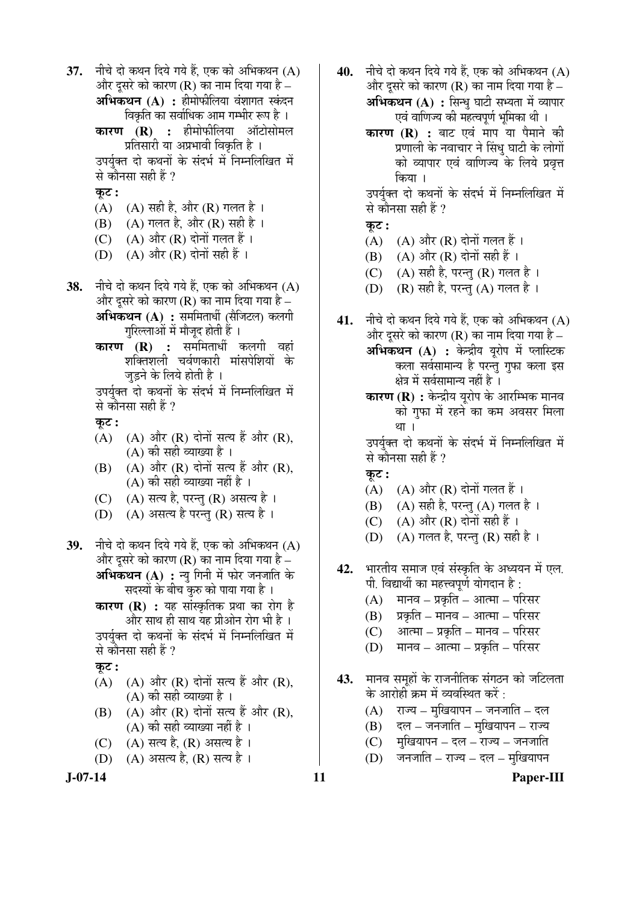**37.** नीचे दो कथन दिये गये हैं, एक को अभिकथन (A) और दूसरे को कारण (R) का नाम दिया गया है –

**अभिकथन (A) :** हीमोफीलिया वंशागत स्कंदन विकृति का सर्वाधिक आम गम्भीर रूप है ।

**कारण (R) :** हीमोफीलिया ऑटोसोमल प्रतिसारी या अप्रभावी विकृति है ।

उपर्युक्त दो कथनों के संदर्भ में निम्नलिखित में से कौनसा सही हैं ?

**कूट :**

(A) (A) सही है, और (R) गलत है ।

(B) (A) गलत है, और (R) सही है ।

(C) (A) और (R) दोनों गलत हैं ।

(D) (A) और (R) दोनों सही हैं ।

**38.** नीचे दो कथन दिये गये हैं, एक को अभिकथन (A) और दूसरे को कारण (R) का नाम दिया गया है –

**अभिकथन (A) :** सममितार्धी (सैजिटल) कलगी गुरिल्लाओं में मौजूद होती हैं ।

**कारण (R) :** सममितार्धी कलगी वहां शक्तिशाली चर्वणकारी मांसपेशियों के जुड़ने के लिये होती है ।

उपर्युक्त दो कथनों के संदर्भ में निम्नलिखित में से कौनसा सही हैं ?

**कूट :**

(A) (A) और (R) दोनों सत्य हैं और (R), (A) की सही व्याख्या है ।

(B) (A) और (R) दोनों सत्य हैं और (R), (A) की सही व्याख्या नहीं है ।

(C) (A) सत्य है, परन्तु (R) असत्य है ।

(D) (A) असत्य है परन्तु (R) सत्य है ।

**39.** नीचे दो कथन दिये गये हैं, एक को अभिकथन (A) और दूसरे को कारण (R) का नाम दिया गया है –

**अभिकथन (A) :** न्यु गिनी में फोर जनजाति के सदस्यों के बीच कुरु को पाया गया है ।

**कारण (R) :** यह सांस्कृतिक प्रथा का रोग है और साथ ही साथ यह प्रीओन रोग भी है ।

उपर्युक्त दो कथनों के संदर्भ में निम्नलिखित में से कौनसा सही हैं ?

**कूट :**

(A) (A) और (R) दोनों सत्य हैं और (R), (A) की सही व्याख्या है ।

(B) (A) और (R) दोनों सत्य हैं और (R), (A) की सही व्याख्या नहीं है ।

(C) (A) सत्य है, (R) असत्य है ।

(D) (A) असत्य है, (R) सत्य है ।

**40.** नीचे दो कथन दिये गये हैं, एक को अभिकथन (A) और दूसरे को कारण (R) का नाम दिया गया है –

**अभिकथन (A) :** सिन्धु घाटी सभ्यता में व्यापार एवं वाणिज्य की महत्वपूर्ण भूमिका थी ।

**कारण (R) :** बाट एवं माप या पैमाने की प्रणाली के नवाचार ने सिंधु घाटी के लोगों को व्यापार एवं वाणिज्य के लिये प्रवृत्त किया ।

उपर्युक्त दो कथनों के संदर्भ में निम्नलिखित में से कौनसा सही हैं ?

**कूट :**

(A) (A) और (R) दोनों गलत हैं ।

(B) (A) और (R) दोनों सही हैं ।

(C) (A) सही है, परन्तु (R) गलत है ।

(D) (R) सही है, परन्तु (A) गलत है ।

**41.** नीचे दो कथन दिये गये हैं, एक को अभिकथन (A) और दूसरे को कारण (R) का नाम दिया गया है –

**अभिकथन (A) :** केन्द्रीय यूरोप में प्लास्टिक कला सर्वसामान्य है परन्तु गुफा कला इस क्षेत्र में सर्वसामान्य नहीं है ।

**कारण (R) :** केन्द्रीय यूरोप के आरम्भिक मानव को गुफा में रहने का कम अवसर मिला था ।

उपर्युक्त दो कथनों के संदर्भ में निम्नलिखित में से कौनसा सही हैं ?

**कूट :**

(A) (A) और (R) दोनों गलत हैं ।

(B) (A) सही है, परन्तु (A) गलत है ।

(C) (A) और (R) दोनों सही हैं ।

(D) (A) गलत है, परन्तु (R) सही है ।

**42.** भारतीय समाज एवं संस्कृति के अध्ययन में एल. पी. विद्यार्थी का महत्त्वपूर्ण योगदान है :

(A) मानव – प्रकृति – आत्मा – परिसर

(B) प्रकृति – मानव – आत्मा – परिसर

(C) आत्मा – प्रकृति – मानव – परिसर

(D) मानव – आत्मा – प्रकृति – परिसर

**43.** मानव समूहों के राजनीतिक संगठन को जटिलता के आरोही क्रम में व्यवस्थित करें :

(A) राज्य – मुखियापन – जनजाति – दल

(B) दल – जनजाति – मुखियापन – राज्य

(C) मुखियापन – दल – राज्य – जनजाति

(D) जनजाति – राज्य – दल – मुखियापन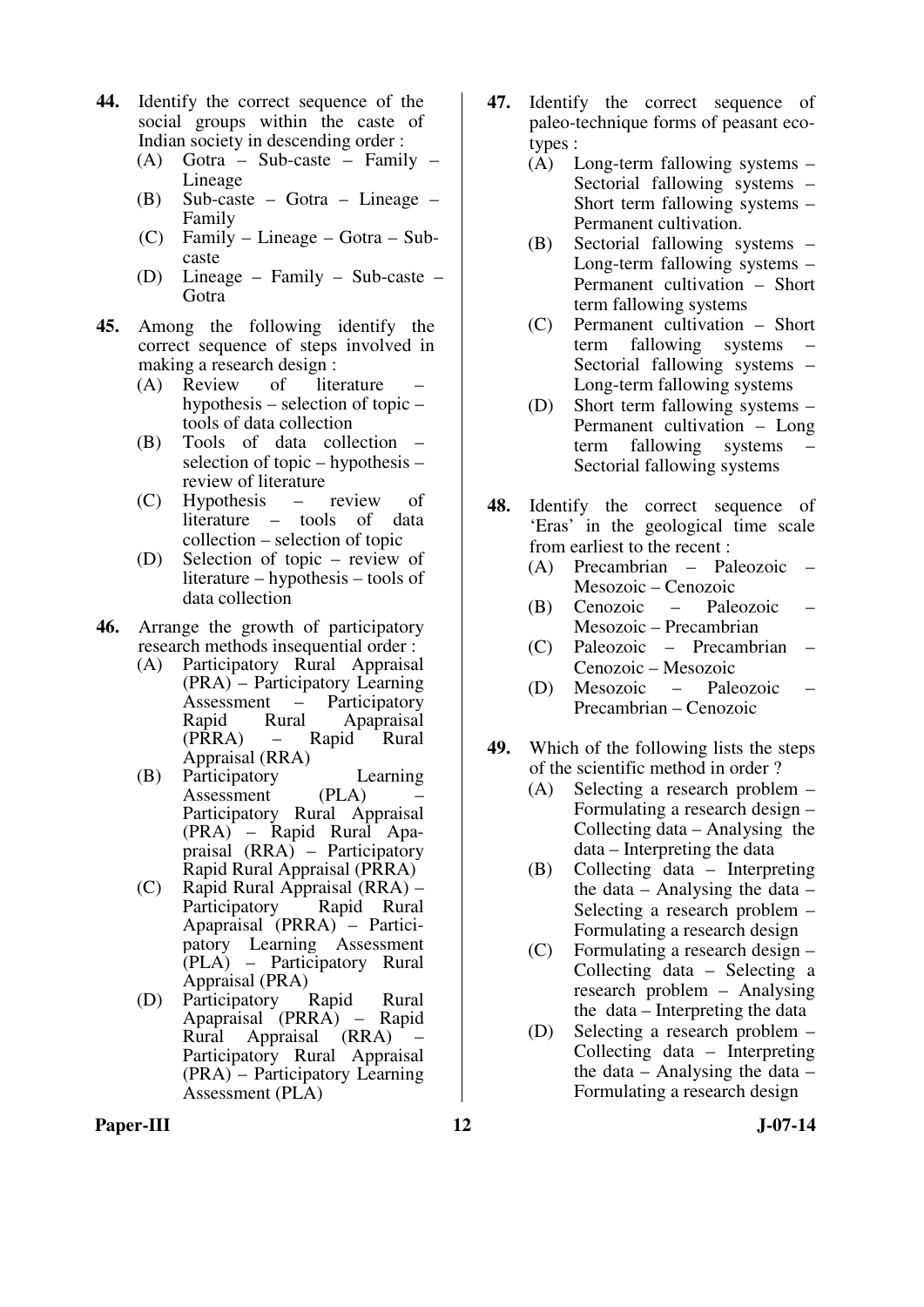**44.** Identify the correct sequence of the social groups within the caste of Indian society in descending order :

(A) Gotra – Sub-caste – Family – Lineage

(B) Sub-caste – Gotra – Lineage – Family

(C) Family – Lineage – Gotra – Sub-caste

(D) Lineage – Family – Sub-caste – Gotra

**45.** Among the following identify the correct sequence of steps involved in making a research design :

(A) Review of literature – hypothesis – selection of topic – tools of data collection

(B) Tools of data collection – selection of topic – hypothesis – review of literature

(C) Hypothesis – review of literature – tools of data collection – selection of topic

(D) Selection of topic – review of literature – hypothesis – tools of data collection

**46.** Arrange the growth of participatory research methods insequential order :

(A) Participatory Rural Appraisal (PRA) – Participatory Learning Assessment – Participatory Rapid Rural Apapraisal (PRRA) – Rapid Rural Appraisal (RRA)

(B) Participatory Learning Assessment (PLA) – Participatory Rural Appraisal (PRA) – Rapid Rural Apapraisal (RRA) – Participatory Rapid Rural Appraisal (PRRA)

(C) Rapid Rural Appraisal (RRA) – Participatory Rapid Rural Apapraisal (PRRA) – Participatory Learning Assessment (PLA) – Participatory Rural Appraisal (PRA)

(D) Participatory Rapid Rural Apapraisal (PRRA) – Rapid Rural Appraisal (RRA) – Participatory Rural Appraisal (PRA) – Participatory Learning Assessment (PLA)

**47.** Identify the correct sequence of paleo-technique forms of peasant eco-types :

(A) Long-term fallowing systems – Sectorial fallowing systems – Short term fallowing systems – Permanent cultivation.

(B) Sectorial fallowing systems – Long-term fallowing systems – Permanent cultivation – Short term fallowing systems

(C) Permanent cultivation – Short term fallowing systems – Sectorial fallowing systems – Long-term fallowing systems

(D) Short term fallowing systems – Permanent cultivation – Long term fallowing systems – Sectorial fallowing systems

**48.** Identify the correct sequence of 'Eras' in the geological time scale from earliest to the recent :

(A) Precambrian – Paleozoic – Mesozoic – Cenozoic

(B) Cenozoic – Paleozoic – Mesozoic – Precambrian

(C) Paleozoic – Precambrian – Cenozoic – Mesozoic

(D) Mesozoic – Paleozoic – Precambrian – Cenozoic

**49.** Which of the following lists the steps of the scientific method in order ?

(A) Selecting a research problem – Formulating a research design – Collecting data – Analysing the data – Interpreting the data

(B) Collecting data – Interpreting the data – Analysing the data – Selecting a research problem – Formulating a research design

(C) Formulating a research design – Collecting data – Selecting a research problem – Analysing the data – Interpreting the data

(D) Selecting a research problem – Collecting data – Interpreting the data – Analysing the data – Formulating a research design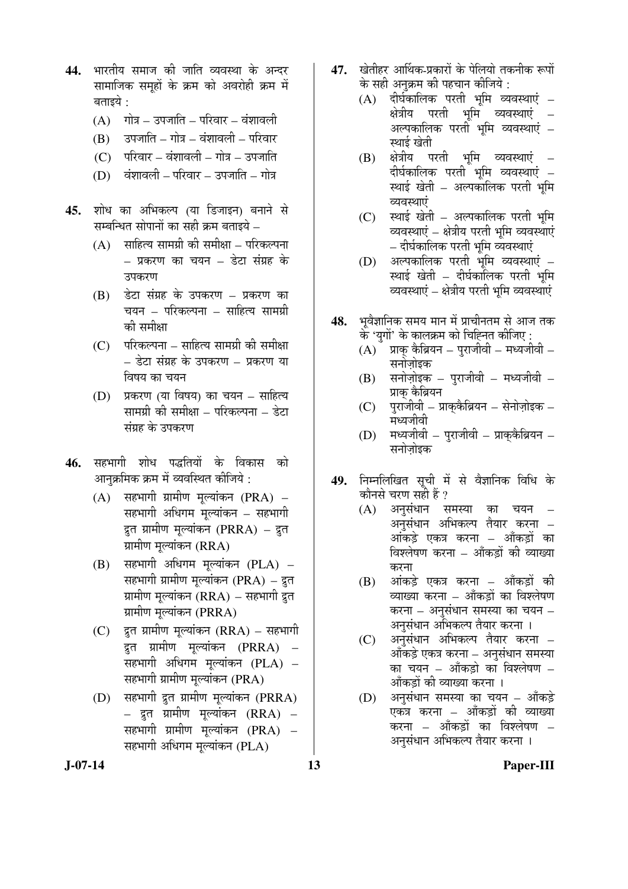**44.** भारतीय समाज की जाति व्यवस्था के अन्दर सामाजिक समूहों के क्रम को अवरोही क्रम में बताइये :

(A) गोत्र – उपजाति – परिवार – वंशावली

(B) उपजाति – गोत्र – वंशावली – परिवार

(C) परिवार – वंशावली – गोत्र – उपजाति

(D) वंशावली – परिवार – उपजाति – गोत्र

**45.** शोध का अभिकल्प (या डिजाइन) बनाने से सम्बन्धित सोपानों का सही क्रम बताइये –

(A) साहित्य सामग्री की समीक्षा – परिकल्पना – प्रकरण का चयन – डेटा संग्रह के उपकरण

(B) डेटा संग्रह के उपकरण – प्रकरण का चयन – परिकल्पना – साहित्य सामग्री की समीक्षा

(C) परिकल्पना – साहित्य सामग्री की समीक्षा – डेटा संग्रह के उपकरण – प्रकरण या विषय का चयन

(D) प्रकरण (या विषय) का चयन – साहित्य सामग्री की समीक्षा – परिकल्पना – डेटा संग्रह के उपकरण

**46.** सहभागी शोध पद्धतियों के विकास को आनुक्रमिक क्रम में व्यवस्थित कीजिये :

(A) सहभागी ग्रामीण मूल्यांकन (PRA) – सहभागी अधिगम मूल्यांकन – सहभागी द्रुत ग्रामीण मूल्यांकन (PRRA) – द्रुत ग्रामीण मूल्यांकन (RRA)

(B) सहभागी अधिगम मूल्यांकन (PLA) – सहभागी ग्रामीण मूल्यांकन (PRA) – द्रुत ग्रामीण मूल्यांकन (RRA) – सहभागी द्रुत ग्रामीण मूल्यांकन (PRRA)

(C) द्रुत ग्रामीण मूल्यांकन (RRA) – सहभागी द्रुत ग्रामीण मूल्यांकन (PRRA) – सहभागी अधिगम मूल्यांकन (PLA) – सहभागी ग्रामीण मूल्यांकन (PRA)

(D) सहभागी द्रुत ग्रामीण मूल्यांकन (PRRA) – द्रुत ग्रामीण मूल्यांकन (RRA) – सहभागी ग्रामीण मूल्यांकन (PRA) – सहभागी अधिगम मूल्यांकन (PLA)

**47.** खेतीहर आर्थिक-प्रकारों के पेलियो तकनीक रूपों के सही अनुक्रम की पहचान कीजिये :

(A) दीर्घकालिक परती भूमि व्यवस्थाएं – क्षेत्रीय परती भूमि व्यवस्थाएं – अल्पकालिक परती भूमि व्यवस्थाएं – स्थाई खेती

(B) क्षेत्रीय परती भूमि व्यवस्थाएं – दीर्घकालिक परती भूमि व्यवस्थाएं – स्थाई खेती – अल्पकालिक परती भूमि व्यवस्थाएं

(C) स्थाई खेती – अल्पकालिक परती भूमि व्यवस्थाएं – क्षेत्रीय परती भूमि व्यवस्थाएं – दीर्घकालिक परती भूमि व्यवस्थाएं

(D) अल्पकालिक परती भूमि व्यवस्थाएं – स्थाई खेती – दीर्घकालिक परती भूमि व्यवस्थाएं – क्षेत्रीय परती भूमि व्यवस्थाएं

**48.** भूवैज्ञानिक समय मान में प्राचीनतम से आज तक के 'युगों' के कालक्रम को चिह्नित कीजिए :

(A) प्राक् कैब्रियन – पुराजीवी – मध्यजीवी – सनोज़ोइक

(B) सनोज़ोइक – पुराजीवी – मध्यजीवी – प्राक् कैब्रियन

(C) पुराजीवी – प्राक्कैब्रियन – सेनोज़ोइक – मध्यजीवी

(D) मध्यजीवी – पुराजीवी – प्राक्कैब्रियन – सनोज़ोइक

**49.** निम्नलिखित सूची में से वैज्ञानिक विधि के कौनसे चरण सही हैं ?

(A) अनुसंधान समस्या का चयन – अनुसंधान अभिकल्प तैयार करना – आंकड़े एकत्र करना – आँकड़ों का विश्लेषण करना – आँकड़ों की व्याख्या करना

(B) आंकड़े एकत्र करना – आँकड़ों की व्याख्या करना – आँकड़ों का विश्लेषण करना – अनुसंधान समस्या का चयन – अनुसंधान अभिकल्प तैयार करना ।

(C) अनुसंधान अभिकल्प तैयार करना – आँकड़े एकत्र करना – अनुसंधान समस्या का चयन – आँकड़ो का विश्लेषण – आँकड़ों की व्याख्या करना ।

(D) अनुसंधान समस्या का चयन – आँकड़े एकत्र करना – आँकड़ों की व्याख्या करना – आँकड़ों का विश्लेषण – अनुसंधान अभिकल्प तैयार करना ।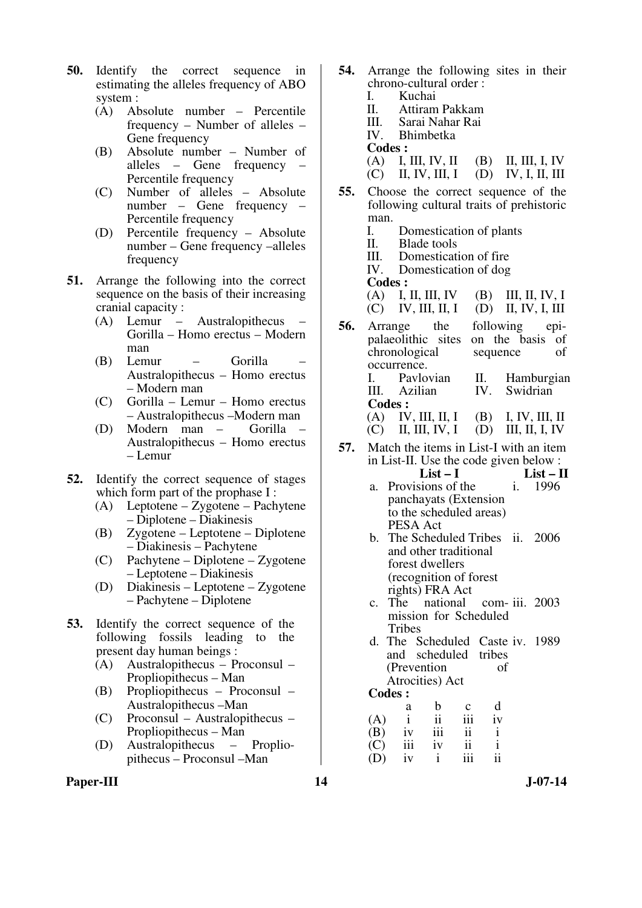**50.** Identify the correct sequence in estimating the alleles frequency of ABO system :

(A) Absolute number – Percentile frequency – Number of alleles – Gene frequency

(B) Absolute number – Number of alleles – Gene frequency – Percentile frequency

(C) Number of alleles – Absolute number – Gene frequency – Percentile frequency

(D) Percentile frequency – Absolute number – Gene frequency –alleles frequency

**51.** Arrange the following into the correct sequence on the basis of their increasing cranial capacity :

(A) Lemur – Australopithecus – Gorilla – Homo erectus – Modern man

(B) Lemur – Gorilla – Australopithecus – Homo erectus – Modern man

(C) Gorilla – Lemur – Homo erectus – Australopithecus –Modern man

(D) Modern man – Gorilla – Australopithecus – Homo erectus – Lemur

**52.** Identify the correct sequence of stages which form part of the prophase I :

(A) Leptotene – Zygotene – Pachytene – Diplotene – Diakinesis

(B) Zygotene – Leptotene – Diplotene – Diakinesis – Pachytene

(C) Pachytene – Diplotene – Zygotene – Leptotene – Diakinesis

(D) Diakinesis – Leptotene – Zygotene – Pachytene – Diplotene

**53.** Identify the correct sequence of the following fossils leading to the present day human beings :

(A) Australopithecus – Proconsul – Propliopithecus – Man

(B) Propliopithecus – Proconsul – Australopithecus –Man

(C) Proconsul – Australopithecus – Propliopithecus – Man

(D) Australopithecus – Propliopithecus – Proconsul –Man

**54.** Arrange the following sites in their chrono-cultural order :

I. Kuchai

II. Attiram Pakkam

III. Sarai Nahar Rai

IV. Bhimbetka

**Codes :**

(A) I, III, IV, II (B) II, III, I, IV

(C) II, IV, III, I (D) IV, I, II, III

**55.** Choose the correct sequence of the following cultural traits of prehistoric man.

I. Domestication of plants

II. Blade tools

III. Domestication of fire

IV. Domestication of dog

**Codes :**

(A) I, II, III, IV (B) III, II, IV, I

(C) IV, III, II, I (D) II, IV, I, III

**56.** Arrange the following epi-palaeolithic sites on the basis of chronological sequence of occurrence.

I. Pavlovian II. Hamburgian

III. Azilian IV. Swidrian

**Codes :**

(A) IV, III, II, I (B) I, IV, III, II

(C) II, III, IV, I (D) III, II, I, IV

**57.** Match the items in List-I with an item in List-II. Use the code given below :

| List – I | List – II |
|---|---|
| a. Provisions of the panchayats (Extension to the scheduled areas) PESA Act | i. 1996 |
| b. The Scheduled Tribes and other traditional forest dwellers (recognition of forest rights) FRA Act | ii. 2006 |
| c. The national commission for Scheduled Tribes | iii. 2003 |
| d. The Scheduled Caste and scheduled tribes (Prevention of Atrocities) Act | iv. 1989 |

**Codes :**

| | a | b | c | d |
|---|---|---|---|---|
| (A) | i | ii | iii | iv |
| (B) | iv | iii | ii | i |
| (C) | iii | iv | ii | i |
| (D) | iv | i | iii | ii |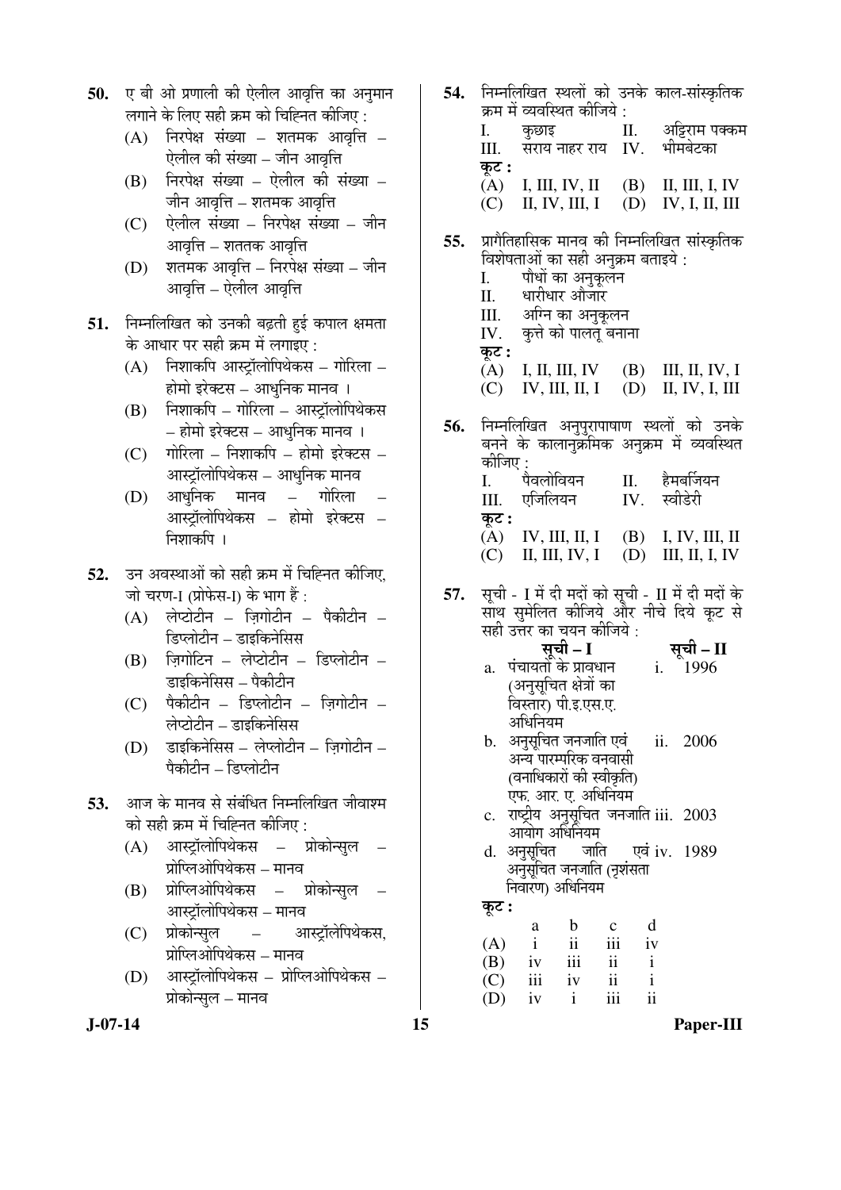**50.** ए बी ओ प्रणाली की ऐलील आवृत्ति का अनुमान लगाने के लिए सही क्रम को चिह्नित कीजिए :

(A) निरपेक्ष संख्या – शतमक आवृत्ति – ऐलील की संख्या – जीन आवृत्ति

(B) निरपेक्ष संख्या – ऐलील की संख्या – जीन आवृत्ति – शतमक आवृत्ति

(C) ऐलील संख्या – निरपेक्ष संख्या – जीन आवृत्ति – शततक आवृत्ति

(D) शतमक आवृत्ति – निरपेक्ष संख्या – जीन आवृत्ति – ऐलील आवृत्ति

**51.** निम्नलिखित को उनकी बढ़ती हुई कपाल क्षमता के आधार पर सही क्रम में लगाइए :

(A) निशाकपि आस्ट्रॉलोपिथेकस – गोरिला – होमो इरेक्टस – आधुनिक मानव ।

(B) निशाकपि – गोरिला – आस्ट्रॉलोपिथेकस – होमो इरेक्टस – आधुनिक मानव ।

(C) गोरिला – निशाकपि – होमो इरेक्टस – आस्ट्रॉलोपिथेकस – आधुनिक मानव

(D) आधुनिक मानव – गोरिला – आस्ट्रॉलोपिथेकस – होमो इरेक्टस – निशाकपि ।

**52.** उन अवस्थाओं को सही क्रम में चिह्नित कीजिए, जो चरण-I (प्रोफेस-I) के भाग हैं :

(A) लेप्टोटीन – ज़िगोटीन – पैकीटीन – डिप्लोटीन – डाइकिनेसिस

(B) ज़िगोटिन – लेप्टोटीन – डिप्लोटीन – डाइकिनेसिस – पैकीटीन

(C) पैकीटीन – डिप्लोटीन – ज़िगोटीन – लेप्टोटीन – डाइकिनेसिस

(D) डाइकिनेसिस – लेप्लोटीन – ज़िगोटीन – पैकीटीन – डिप्लोटीन

**53.** आज के मानव से संबंधित निम्नलिखित जीवाश्म को सही क्रम में चिह्नित कीजिए :

(A) आस्ट्रॉलोपिथेकस – प्रोकोन्सुल – प्रोप्लिओपिथेकस – मानव

(B) प्रोप्लिओपिथेकस – प्रोकोन्सुल – आस्ट्रॉलोपिथेकस – मानव

(C) प्रोकोन्सुल – आस्ट्रॉलेपिथेकस, प्रोप्लिओपिथेकस – मानव

(D) आस्ट्रॉलोपिथेकस – प्रोप्लिओपिथेकस – प्रोकोन्सुल – मानव

**54.** निम्नलिखित स्थलों को उनके काल-सांस्कृतिक क्रम में व्यवस्थित कीजिये :

I. कुछाइ  II. अट्टिराम पक्कम

III. सराय नाहर राय  IV. भीमबेटका

**कूट :**

(A) I, III, IV, II  (B) II, III, I, IV

(C) II, IV, III, I  (D) IV, I, II, III

**55.** प्रागैतिहासिक मानव की निम्नलिखित सांस्कृतिक विशेषताओं का सही अनुक्रम बताइये :

I. पौधों का अनुकूलन

II. धारीधार औजार

III. अग्नि का अनुकूलन

IV. कुत्ते को पालतू बनाना

**कूट :**

(A) I, II, III, IV  (B) III, II, IV, I

(C) IV, III, II, I  (D) II, IV, I, III

**56.** निम्नलिखित अनुपुरापाषाण स्थलों को उनके बनने के कालानुक्रमिक अनुक्रम में व्यवस्थित कीजिए :

I. पैवलोवियन  II. हैमबर्जियन

III. एजिलियन  IV. स्वीडेरी

**कूट :**

(A) IV, III, II, I  (B) I, IV, III, II

(C) II, III, IV, I  (D) III, II, I, IV

**57.** सूची - I में दी मदों को सूची - II में दी मदों के साथ सुमेलित कीजिये और नीचे दिये कूट से सही उत्तर का चयन कीजिये :

| सूची – I | सूची – II |
|---|---|
| a. पंचायतों के प्रावधान (अनुसूचित क्षेत्रों का विस्तार) पी.इ.एस.ए. अधिनियम | i. 1996 |
| b. अनुसूचित जनजाति एवं अन्य पारम्परिक वनवासी (वनाधिकारों की स्वीकृति) एफ. आर. ए. अधिनियम | ii. 2006 |
| c. राष्ट्रीय अनुसूचित जनजाति आयोग अधिनियम | iii. 2003 |
| d. अनुसूचित जाति एवं अनुसूचित जनजाति (नृशंसता निवारण) अधिनियम | iv. 1989 |

**कूट :**

| | a | b | c | d |
|---|---|---|---|---|
| (A) | i | ii | iii | iv |
| (B) | iv | iii | ii | i |
| (C) | iii | iv | ii | i |
| (D) | iv | i | iii | ii |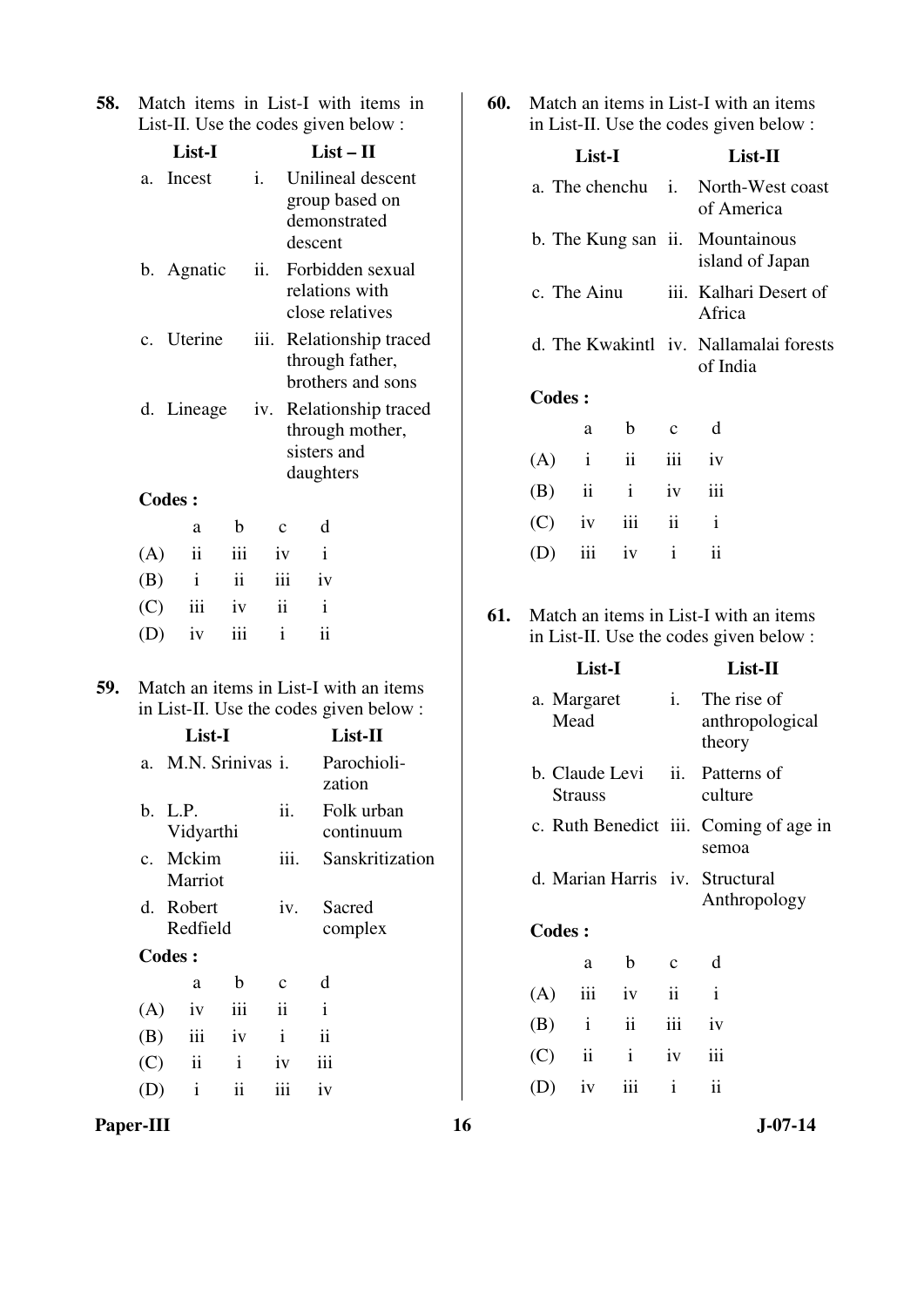**58.** Match items in List-I with items in List-II. Use the codes given below :

| List-I | List – II |
|---|---|
| a. Incest | i. Unilineal descent group based on demonstrated descent |
| b. Agnatic | ii. Forbidden sexual relations with close relatives |
| c. Uterine | iii. Relationship traced through father, brothers and sons |
| d. Lineage | iv. Relationship traced through mother, sisters and daughters |

**Codes :**

| | a | b | c | d |
|---|---|---|---|---|
| (A) | ii | iii | iv | i |
| (B) | i | ii | iii | iv |
| (C) | iii | iv | ii | i |
| (D) | iv | iii | i | ii |

**59.** Match an items in List-I with an items in List-II. Use the codes given below :

| List-I | List-II |
|---|---|
| a. M.N. Srinivas | i. Parochiolization |
| b. L.P. Vidyarthi | ii. Folk urban continuum |
| c. Mckim Marriot | iii. Sanskritization |
| d. Robert Redfield | iv. Sacred complex |

**Codes :**

| | a | b | c | d |
|---|---|---|---|---|
| (A) | iv | iii | ii | i |
| (B) | iii | iv | i | ii |
| (C) | ii | i | iv | iii |
| (D) | i | ii | iii | iv |

**60.** Match an items in List-I with an items in List-II. Use the codes given below :

| List-I | List-II |
|---|---|
| a. The chenchu | i. North-West coast of America |
| b. The Kung san | ii. Mountainous island of Japan |
| c. The Ainu | iii. Kalhari Desert of Africa |
| d. The Kwakintl | iv. Nallamalai forests of India |

**Codes :**

| | a | b | c | d |
|---|---|---|---|---|
| (A) | i | ii | iii | iv |
| (B) | ii | i | iv | iii |
| (C) | iv | iii | ii | i |
| (D) | iii | iv | i | ii |

**61.** Match an items in List-I with an items in List-II. Use the codes given below :

| List-I | List-II |
|---|---|
| a. Margaret Mead | i. The rise of anthropological theory |
| b. Claude Levi Strauss | ii. Patterns of culture |
| c. Ruth Benedict | iii. Coming of age in semoa |
| d. Marian Harris | iv. Structural Anthropology |

**Codes :**

| | a | b | c | d |
|---|---|---|---|---|
| (A) | iii | iv | ii | i |
| (B) | i | ii | iii | iv |
| (C) | ii | i | iv | iii |
| (D) | iv | iii | i | ii |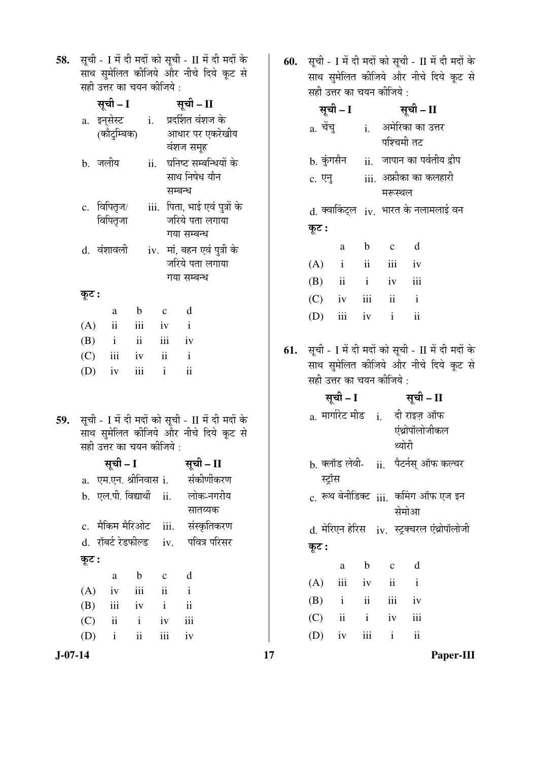58. सूची - I में दी मदों को सूची - II में दी मदों के साथ सुमेलित कीजिये और नीचे दिये कूट से सही उत्तर का चयन कीजिये :

| सूची – I | सूची – II |
|---|---|
| a. इन्सेस्ट (कौटुम्बिक) | i. प्रदर्शित वंशज के आधार पर एकरेखीय वंशज समूह |
| b. जलीय | ii. घनिष्ट सम्बन्धियों के साथ निषेध यौन सम्बन्ध |
| c. विपितृज/विपितृजा | iii. पिता, भाई एवं पुत्रों के जरिये पता लगाया गया सम्बन्ध |
| d. वंशावली | iv. मां, बहन एवं पुत्री के जरिये पता लगाया गया सम्बन्ध |

**कूट :**

| | a | b | c | d |
|---|---|---|---|---|
| (A) | ii | iii | iv | i |
| (B) | i | ii | iii | iv |
| (C) | iii | iv | ii | i |
| (D) | iv | iii | i | ii |

59. सूची - I में दी मदों को सूची - II में दी मदों के साथ सुमेलित कीजिये और नीचे दिये कूट से सही उत्तर का चयन कीजिये :

| सूची – I | सूची – II |
|---|---|
| a. एम.एन. श्रीनिवास | i. संकीर्णीकरण |
| b. एल.पी. विद्यार्थी | ii. लोक-नगरीय सातव्यक |
| c. मैकिम मैरिओट | iii. संस्कृतिकरण |
| d. रॉबर्ट रेडफील्ड | iv. पवित्र परिसर |

**कूट :**

| | a | b | c | d |
|---|---|---|---|---|
| (A) | iv | iii | ii | i |
| (B) | iii | iv | i | ii |
| (C) | ii | i | iv | iii |
| (D) | i | ii | iii | iv |

60. सूची - I में दी मदों को सूची - II में दी मदों के साथ सुमेलित कीजिये और नीचे दिये कूट से सही उत्तर का चयन कीजिये :

| सूची – I | सूची – II |
|---|---|
| a. चेंचु | i. अमेरिका का उत्तर पश्चिमी तट |
| b. कुंगसैन | ii. जापान का पर्वतीय द्वीप |
| c. एनु | iii. अफ्रीका का कलहारी मरूस्थल |
| d. क्वाकिट्ल | iv. भारत के नलामलाई वन |

**कूट :**

| | a | b | c | d |
|---|---|---|---|---|
| (A) | i | ii | iii | iv |
| (B) | ii | i | iv | iii |
| (C) | iv | iii | ii | i |
| (D) | iii | iv | i | ii |

61. सूची - I में दी मदों को सूची - II में दी मदों के साथ सुमेलित कीजिये और नीचे दिये कूट से सही उत्तर का चयन कीजिये :

| सूची – I | सूची – II |
|---|---|
| a. मार्गरेट मीड | i. दी राइज़ ऑफ एंथ्रोपॉलोजीकल थ्योरी |
| b. क्लॉड लेवी-स्ट्रॉस | ii. पैटर्नस् ऑफ कल्चर |
| c. रूथ बेनीडिक्ट | iii. कमिंग ऑफ एज इन सेमोआ |
| d. मेरिएन हेरिस | iv. स्ट्रक्चरल एंथ्रोपॉलोजी |

**कूट :**

| | a | b | c | d |
|---|---|---|---|---|
| (A) | iii | iv | ii | i |
| (B) | i | ii | iii | iv |
| (C) | ii | i | iv | iii |
| (D) | iv | iii | i | ii |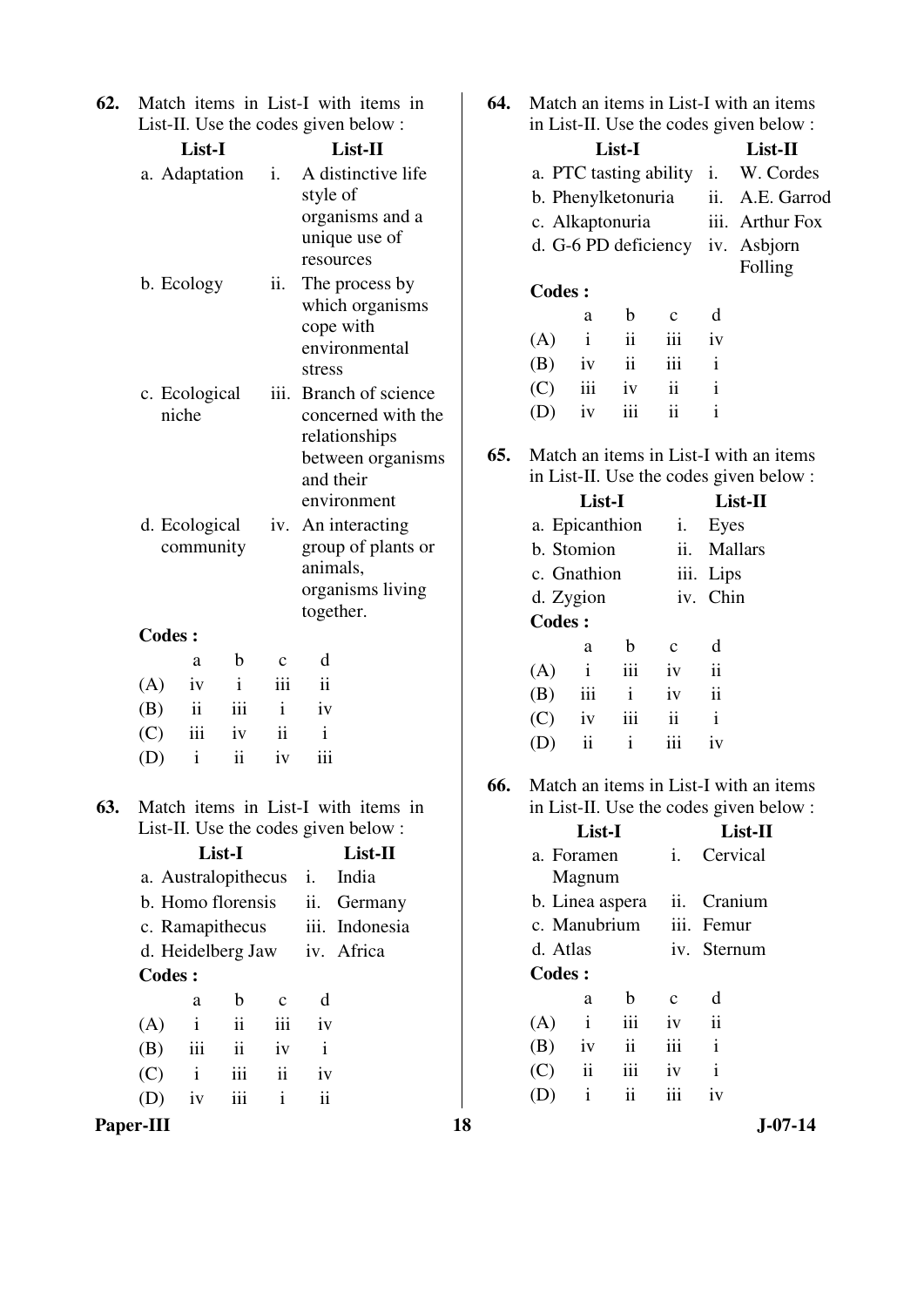62. Match items in List-I with items in List-II. Use the codes given below :

| List-I | | List-II |
|---|---|---|
| a. Adaptation | i. | A distinctive life style of organisms and a unique use of resources |
| b. Ecology | ii. | The process by which organisms cope with environmental stress |
| c. Ecological niche | iii. | Branch of science concerned with the relationships between organisms and their environment |
| d. Ecological community | iv. | An interacting group of plants or animals, organisms living together. |

**Codes :**

| | a | b | c | d |
|---|---|---|---|---|
| (A) | iv | i | iii | ii |
| (B) | ii | iii | i | iv |
| (C) | iii | iv | ii | i |
| (D) | i | ii | iv | iii |

63. Match items in List-I with items in List-II. Use the codes given below :

| List-I | | List-II |
|---|---|---|
| a. Australopithecus | i. | India |
| b. Homo florensis | ii. | Germany |
| c. Ramapithecus | iii. | Indonesia |
| d. Heidelberg Jaw | iv. | Africa |

**Codes :**

| | a | b | c | d |
|---|---|---|---|---|
| (A) | i | ii | iii | iv |
| (B) | iii | ii | iv | i |
| (C) | i | iii | ii | iv |
| (D) | iv | iii | i | ii |

64. Match an items in List-I with an items in List-II. Use the codes given below :

| List-I | | List-II |
|---|---|---|
| a. PTC tasting ability | i. | W. Cordes |
| b. Phenylketonuria | ii. | A.E. Garrod |
| c. Alkaptonuria | iii. | Arthur Fox |
| d. G-6 PD deficiency | iv. | Asbjorn Folling |

**Codes :**

| | a | b | c | d |
|---|---|---|---|---|
| (A) | i | ii | iii | iv |
| (B) | iv | ii | iii | i |
| (C) | iii | iv | ii | i |
| (D) | iv | iii | ii | i |

65. Match an items in List-I with an items in List-II. Use the codes given below :

| List-I | | List-II |
|---|---|---|
| a. Epicanthion | i. | Eyes |
| b. Stomion | ii. | Mallars |
| c. Gnathion | iii. | Lips |
| d. Zygion | iv. | Chin |

**Codes :**

| | a | b | c | d |
|---|---|---|---|---|
| (A) | i | iii | iv | ii |
| (B) | iii | i | iv | ii |
| (C) | iv | iii | ii | i |
| (D) | ii | i | iii | iv |

66. Match an items in List-I with an items in List-II. Use the codes given below :

| List-I | | List-II |
|---|---|---|
| a. Foramen Magnum | i. | Cervical |
| b. Linea aspera | ii. | Cranium |
| c. Manubrium | iii. | Femur |
| d. Atlas | iv. | Sternum |

**Codes :**

| | a | b | c | d |
|---|---|---|---|---|
| (A) | i | iii | iv | ii |
| (B) | iv | ii | iii | i |
| (C) | ii | iii | iv | i |
| (D) | i | ii | iii | iv |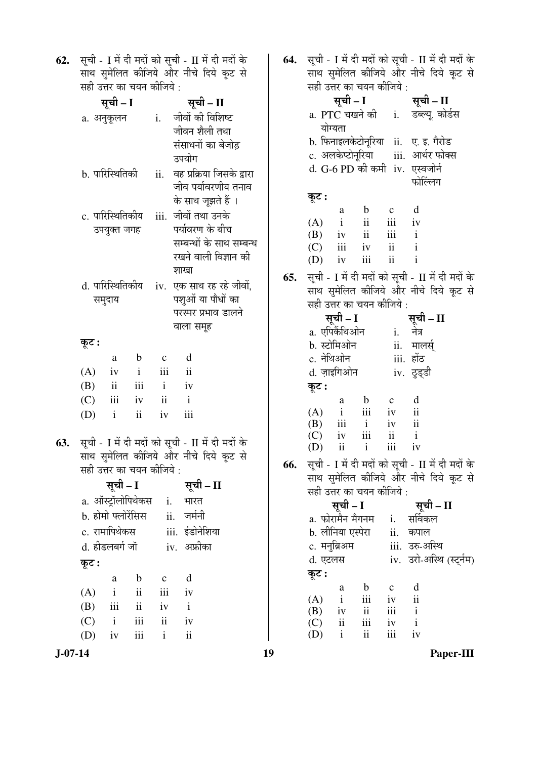**62.** सूची - I में दी मदों को सूची - II में दी मदों के साथ सुमेलित कीजिये और नीचे दिये कूट से सही उत्तर का चयन कीजिये :

| सूची – I | सूची – II |
|---|---|
| a. अनुकूलन | i. जीवों की विशिष्ट जीवन शैली तथा संसाधनों का बेजोड़ उपयोग |
| b. पारिस्थितिकी | ii. वह प्रक्रिया जिसके द्वारा जीव पर्यावरणीय तनाव के साथ जूझते हैं । |
| c. पारिस्थितिकीय उपयुक्त जगह | iii. जीवों तथा उनके पर्यावरण के बीच सम्बन्धों के साथ सम्बन्ध रखने वाली विज्ञान की शाखा |
| d. पारिस्थितिकीय समुदाय | iv. एक साथ रह रहे जीवों, पशुओं या पौधों का परस्पर प्रभाव डालने वाला समूह |

**कूट :**

| | a | b | c | d |
|---|---|---|---|---|
| (A) | iv | i | iii | ii |
| (B) | ii | iii | i | iv |
| (C) | iii | iv | ii | i |
| (D) | i | ii | iv | iii |

**63.** सूची - I में दी मदों को सूची - II में दी मदों के साथ सुमेलित कीजिये और नीचे दिये कूट से सही उत्तर का चयन कीजिये :

| सूची – I | सूची – II |
|---|---|
| a. ऑस्ट्रॅलोपिथेकस | i. भारत |
| b. होमो फ्लोरेंसिस | ii. जर्मनी |
| c. रामापिथेकस | iii. इंडोनेशिया |
| d. हीडलबर्ग जॉ | iv. अफ्रीका |

**कूट :**

| | a | b | c | d |
|---|---|---|---|---|
| (A) | i | ii | iii | iv |
| (B) | iii | ii | iv | i |
| (C) | i | iii | ii | iv |
| (D) | iv | iii | i | ii |

**64.** सूची - I में दी मदों को सूची - II में दी मदों के साथ सुमेलित कीजिये और नीचे दिये कूट से सही उत्तर का चयन कीजिये :

| सूची – I | सूची – II |
|---|---|
| a. PTC चखने की योग्यता | i. डब्ल्यू. कोर्डस |
| b. फिनाइलकेटोनूरिया | ii. ए. इ. गैरोड |
| c. अलकेप्टोनूरिया | iii. आर्थर फोक्स |
| d. G-6 PD की कमी | iv. एस्वजोर्न फोल्लिंग |

**कूट :**

| | a | b | c | d |
|---|---|---|---|---|
| (A) | i | ii | iii | iv |
| (B) | iv | ii | iii | i |
| (C) | iii | iv | ii | i |
| (D) | iv | iii | ii | i |

**65.** सूची - I में दी मदों को सूची - II में दी मदों के साथ सुमेलित कीजिये और नीचे दिये कूट से सही उत्तर का चयन कीजिये :

| सूची – I | सूची – II |
|---|---|
| a. एपिकैंथिओन | i. नेत्र |
| b. स्टोमिओन | ii. मालर्स् |
| c. नेथिओन | iii. होंठ |
| d. ज़ाइगिओन | iv. ठुड्डी |

**कूट :**

| | a | b | c | d |
|---|---|---|---|---|
| (A) | i | iii | iv | ii |
| (B) | iii | i | iv | ii |
| (C) | iv | iii | ii | i |
| (D) | ii | i | iii | iv |

**66.** सूची - I में दी मदों को सूची - II में दी मदों के साथ सुमेलित कीजिये और नीचे दिये कूट से सही उत्तर का चयन कीजिये :

| सूची – I | सूची – II |
|---|---|
| a. फोरामैन मैगनम | i. सर्विकल |
| b. लीनिया एस्पेरा | ii. कपाल |
| c. मनुब्रिअम | iii. उरु-अस्थि |
| d. एटलस | iv. उरो-अस्थि (स्टर्नम) |

**कूट :**

| | a | b | c | d |
|---|---|---|---|---|
| (A) | i | iii | iv | ii |
| (B) | iv | ii | iii | i |
| (C) | ii | iii | iv | i |
| (D) | i | ii | iii | iv |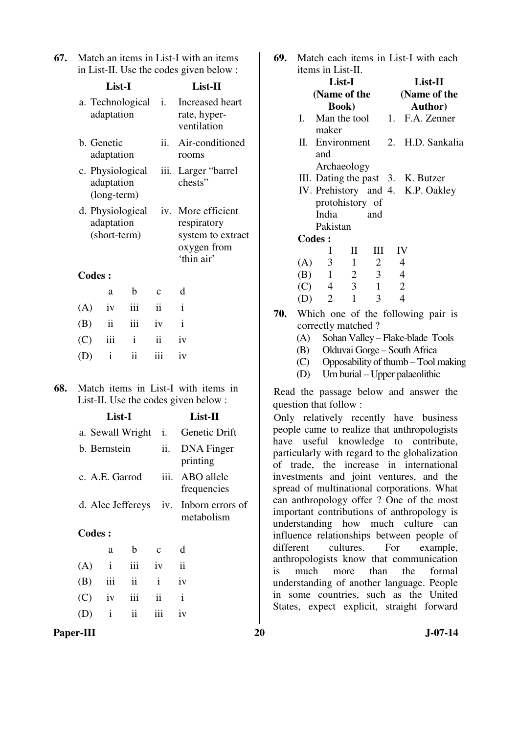**67.** Match an items in List-I with an items in List-II. Use the codes given below :

| List-I | List-II |
|---|---|
| a. Technological adaptation | i. Increased heart rate, hyper-ventilation |
| b. Genetic adaptation | ii. Air-conditioned rooms |
| c. Physiological adaptation (long-term) | iii. Larger "barrel chests" |
| d. Physiological adaptation (short-term) | iv. More efficient respiratory system to extract oxygen from 'thin air' |

**Codes :**

| | a | b | c | d |
|---|---|---|---|---|
| (A) | iv | iii | ii | i |
| (B) | ii | iii | iv | i |
| (C) | iii | i | ii | iv |
| (D) | i | ii | iii | iv |

**68.** Match items in List-I with items in List-II. Use the codes given below :

| List-I | List-II |
|---|---|
| a. Sewall Wright | i. Genetic Drift |
| b. Bernstein | ii. DNA Finger printing |
| c. A.E. Garrod | iii. ABO allele frequencies |
| d. Alec Jeffereys | iv. Inborn errors of metabolism |

**Codes :**

| | a | b | c | d |
|---|---|---|---|---|
| (A) | i | iii | iv | ii |
| (B) | iii | ii | i | iv |
| (C) | iv | iii | ii | i |
| (D) | i | ii | iii | iv |

**69.** Match each items in List-I with each items in List-II.

| List-I (Name of the Book) | List-II (Name of the Author) |
|---|---|
| I. Man the tool maker | 1. F.A. Zenner |
| II. Environment and Archaeology | 2. H.D. Sankalia |
| III. Dating the past | 3. K. Butzer |
| IV. Prehistory and protohistory of India and Pakistan | 4. K.P. Oakley |

**Codes :**

| | I | II | III | IV |
|---|---|---|---|---|
| (A) | 3 | 1 | 2 | 4 |
| (B) | 1 | 2 | 3 | 4 |
| (C) | 4 | 3 | 1 | 2 |
| (D) | 2 | 1 | 3 | 4 |

**70.** Which one of the following pair is correctly matched ?

(A) Sohan Valley – Flake-blade Tools

(B) Olduvai Gorge – South Africa

(C) Opposability of thumb – Tool making

(D) Urn burial – Upper palaeolithic

Read the passage below and answer the question that follow :

Only relatively recently have business people came to realize that anthropologists have useful knowledge to contribute, particularly with regard to the globalization of trade, the increase in international investments and joint ventures, and the spread of multinational corporations. What can anthropology offer ? One of the most important contributions of anthropology is understanding how much culture can influence relationships between people of different cultures. For example, anthropologists know that communication is much more than the formal understanding of another language. People in some countries, such as the United States, expect explicit, straight forward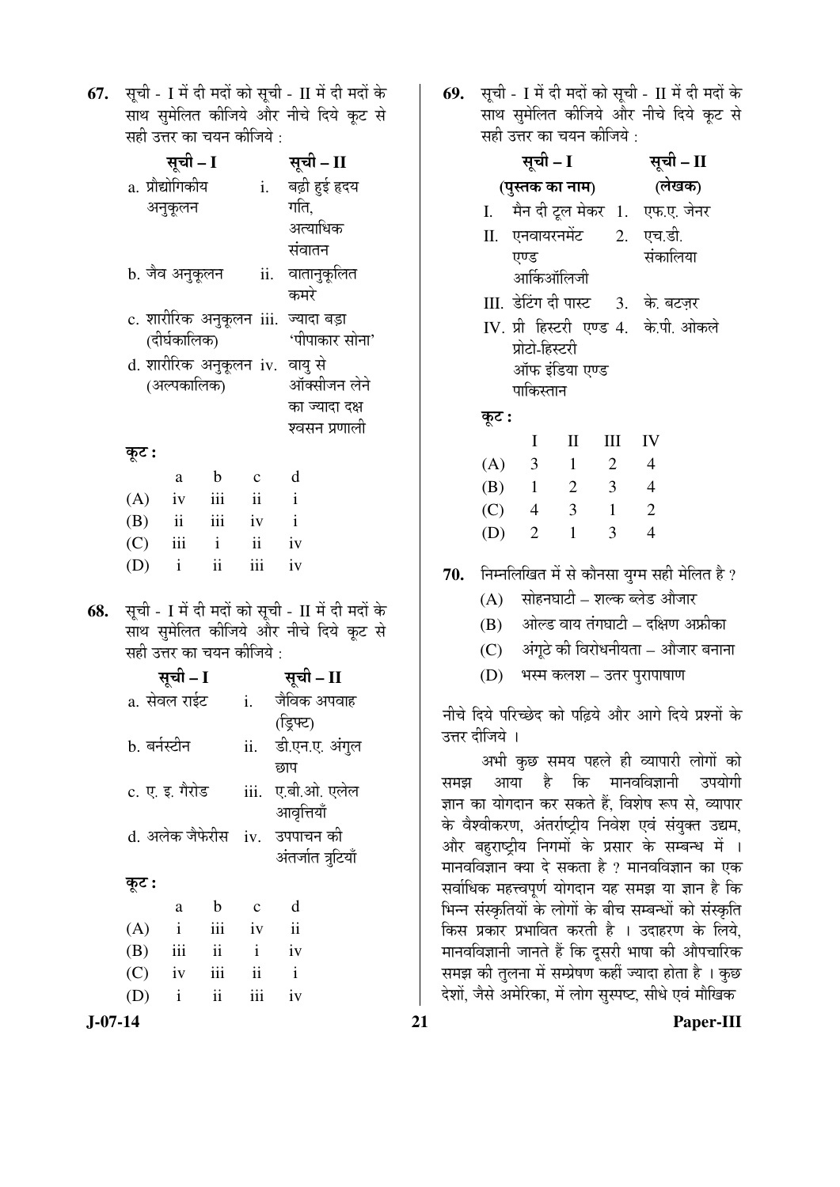**67.** सूची - I में दी मदों को सूची - II में दी मदों के साथ सुमेलित कीजिये और नीचे दिये कूट से सही उत्तर का चयन कीजिये :

| सूची – I | सूची – II |
|---|---|
| a. प्रौद्योगिकीय अनुकूलन | i. बढ़ी हुई हृदय गति, अत्याधिक संवातन |
| b. जैव अनुकूलन | ii. वातानुकूलित कमरे |
| c. शारीरिक अनुकूलन (दीर्घकालिक) | iii. ज्यादा बड़ा 'पीपाकार सोना' |
| d. शारीरिक अनुकूलन (अल्पकालिक) | iv. वायु से ऑक्सीजन लेने का ज्यादा दक्ष श्वसन प्रणाली |

**कूट :**

| | a | b | c | d |
|---|---|---|---|---|
| (A) | iv | iii | ii | i |
| (B) | ii | iii | iv | i |
| (C) | iii | i | ii | iv |
| (D) | i | ii | iii | iv |

**68.** सूची - I में दी मदों को सूची - II में दी मदों के साथ सुमेलित कीजिये और नीचे दिये कूट से सही उत्तर का चयन कीजिये :

| सूची – I | सूची – II |
|---|---|
| a. सेवल राईट | i. जैविक अपवाह (ड्रिफ्ट) |
| b. बर्नस्टीन | ii. डी.एन.ए. अंगुल छाप |
| c. ए. इ. गैरोड | iii. ए.बी.ओ. एलेल आवृत्तियाँ |
| d. अलेक जैफेरीस | iv. उपापचन की अंतर्जात त्रुटियाँ |

**कूट :**

| | a | b | c | d |
|---|---|---|---|---|
| (A) | i | iii | iv | ii |
| (B) | iii | ii | i | iv |
| (C) | iv | iii | ii | i |
| (D) | i | ii | iii | iv |

**69.** सूची - I में दी मदों को सूची - II में दी मदों के साथ सुमेलित कीजिये और नीचे दिये कूट से सही उत्तर का चयन कीजिये :

| सूची – I (पुस्तक का नाम) | सूची – II (लेखक) |
|---|---|
| I. मैन दी टूल मेकर | 1. एफ.ए. जेनर |
| II. एनवायरनमेंट एण्ड आर्किऑलिजी | 2. एच.डी. संकालिया |
| III. डेटिंग दी पास्ट | 3. के. बटज़र |
| IV. प्री हिस्टरी एण्ड प्रोटो-हिस्टरी ऑफ इंडिया एण्ड पाकिस्तान | 4. के.पी. ओकले |

**कूट :**

| | I | II | III | IV |
|---|---|---|---|---|
| (A) | 3 | 1 | 2 | 4 |
| (B) | 1 | 2 | 3 | 4 |
| (C) | 4 | 3 | 1 | 2 |
| (D) | 2 | 1 | 3 | 4 |

**70.** निम्नलिखित में से कौनसा युग्म सही मेलित है ?

(A) सोहनघाटी – शल्क ब्लेड औजार

(B) ओल्ड वाय तंगघाटी – दक्षिण अफ्रीका

(C) अंगूठे की विरोधनीयता – औजार बनाना

(D) भस्म कलश – उत्तर पुरापाषाण

नीचे दिये परिच्छेद को पढ़िये और आगे दिये प्रश्नों के उत्तर दीजिये ।

अभी कुछ समय पहले ही व्यापारी लोगों को समझ आया है कि मानवविज्ञानी उपयोगी ज्ञान का योगदान कर सकते हैं, विशेष रूप से, व्यापार के वैश्वीकरण, अंतर्राष्ट्रीय निवेश एवं संयुक्त उद्यम, और बहुराष्ट्रीय निगमों के प्रसार के सम्बन्ध में । मानवविज्ञान क्या दे सकता है ? मानवविज्ञान का एक सर्वाधिक महत्त्वपूर्ण योगदान यह समझ या ज्ञान है कि भिन्न संस्कृतियों के लोगों के बीच सम्बन्धों को संस्कृति किस प्रकार प्रभावित करती है । उदाहरण के लिये, मानवविज्ञानी जानते हैं कि दूसरी भाषा की औपचारिक समझ की तुलना में सम्प्रेषण कहीं ज्यादा होता है । कुछ देशों, जैसे अमेरिका, में लोग सुस्पष्ट, सीधे एवं मौखिक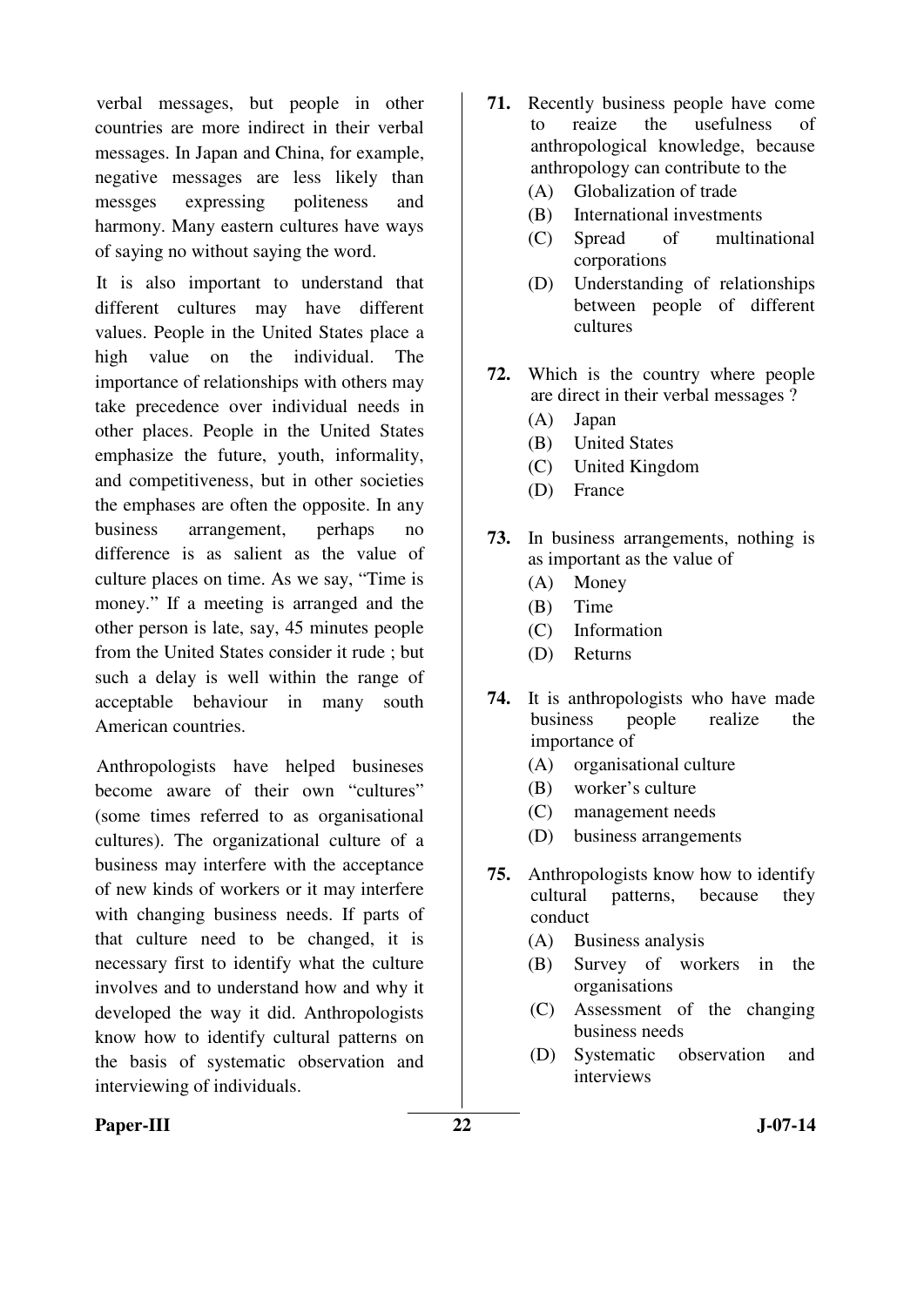verbal messages, but people in other countries are more indirect in their verbal messages. In Japan and China, for example, negative messages are less likely than messges expressing politeness and harmony. Many eastern cultures have ways of saying no without saying the word.

It is also important to understand that different cultures may have different values. People in the United States place a high value on the individual. The importance of relationships with others may take precedence over individual needs in other places. People in the United States emphasize the future, youth, informality, and competitiveness, but in other societies the emphases are often the opposite. In any business arrangement, perhaps no difference is as salient as the value of culture places on time. As we say, "Time is money." If a meeting is arranged and the other person is late, say, 45 minutes people from the United States consider it rude ; but such a delay is well within the range of acceptable behaviour in many south American countries.

Anthropologists have helped busineses become aware of their own "cultures" (some times referred to as organisational cultures). The organizational culture of a business may interfere with the acceptance of new kinds of workers or it may interfere with changing business needs. If parts of that culture need to be changed, it is necessary first to identify what the culture involves and to understand how and why it developed the way it did. Anthropologists know how to identify cultural patterns on the basis of systematic observation and interviewing of individuals.

**71.** Recently business people have come to reaize the usefulness of anthropological knowledge, because anthropology can contribute to the

(A) Globalization of trade

(B) International investments

(C) Spread of multinational corporations

(D) Understanding of relationships between people of different cultures

**72.** Which is the country where people are direct in their verbal messages ?

(A) Japan

(B) United States

(C) United Kingdom

(D) France

**73.** In business arrangements, nothing is as important as the value of

(A) Money

(B) Time

(C) Information

(D) Returns

**74.** It is anthropologists who have made business people realize the importance of

(A) organisational culture

(B) worker's culture

(C) management needs

(D) business arrangements

**75.** Anthropologists know how to identify cultural patterns, because they conduct

(A) Business analysis

(B) Survey of workers in the organisations

(C) Assessment of the changing business needs

(D) Systematic observation and interviews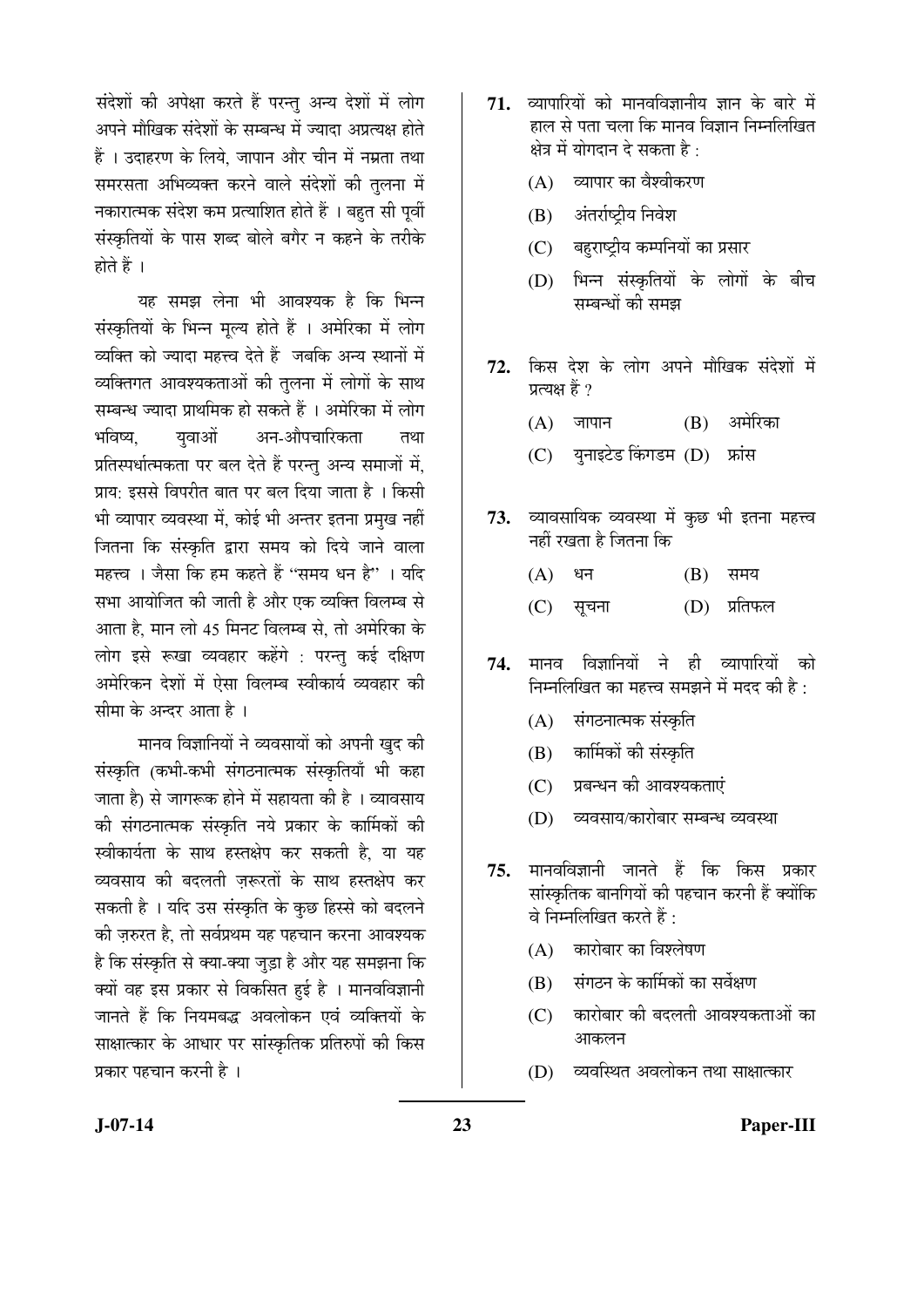संदेशों की अपेक्षा करते हैं परन्तु अन्य देशों में लोग अपने मौखिक संदेशों के सम्बन्ध में ज्यादा अप्रत्यक्ष होते हैं । उदाहरण के लिये, जापान और चीन में नम्रता तथा समरसता अभिव्यक्त करने वाले संदेशों की तुलना में नकारात्मक संदेश कम प्रत्याशित होते हैं । बहुत सी पूर्वी संस्कृतियों के पास शब्द बोले बगैर न कहने के तरीके होते हैं ।

यह समझ लेना भी आवश्यक है कि भिन्न संस्कृतियों के भिन्न मूल्य होते हैं । अमेरिका में लोग व्यक्ति को ज्यादा महत्त्व देते हैं जबकि अन्य स्थानों में व्यक्तिगत आवश्यकताओं की तुलना में लोगों के साथ सम्बन्ध ज्यादा प्राथमिक हो सकते हैं । अमेरिका में लोग भविष्य, युवाओं अन-औपचारिकता तथा प्रतिस्पर्धात्मकता पर बल देते हैं परन्तु अन्य समाजों में, प्राय: इससे विपरीत बात पर बल दिया जाता है । किसी भी व्यापार व्यवस्था में, कोई भी अन्तर इतना प्रमुख नहीं जितना कि संस्कृति द्वारा समय को दिये जाने वाला महत्त्व । जैसा कि हम कहते हैं "समय धन है" । यदि सभा आयोजित की जाती है और एक व्यक्ति विलम्ब से आता है, मान लो 45 मिनट विलम्ब से, तो अमेरिका के लोग इसे रूखा व्यवहार कहेंगे : परन्तु कई दक्षिण अमेरिकन देशों में ऐसा विलम्ब स्वीकार्य व्यवहार की सीमा के अन्दर आता है ।

मानव विज्ञानियों ने व्यवसायों को अपनी खुद की संस्कृति (कभी-कभी संगठनात्मक संस्कृतियाँ भी कहा जाता है) से जागरूक होने में सहायता की है । व्यावसाय की संगठनात्मक संस्कृति नये प्रकार के कार्मिकों की स्वीकार्यता के साथ हस्तक्षेप कर सकती है, या यह व्यवसाय की बदलती ज़रूरतों के साथ हस्तक्षेप कर सकती है । यदि उस संस्कृति के कुछ हिस्से को बदलने की ज़रुरत है, तो सर्वप्रथम यह पहचान करना आवश्यक है कि संस्कृति से क्या-क्या जुड़ा है और यह समझना कि क्यों वह इस प्रकार से विकसित हुई है । मानवविज्ञानी जानते हैं कि नियमबद्ध अवलोकन एवं व्यक्तियों के साक्षात्कार के आधार पर सांस्कृतिक प्रतिरुपों की किस प्रकार पहचान करनी है ।

**71.** व्यापारियों को मानवविज्ञानीय ज्ञान के बारे में हाल से पता चला कि मानव विज्ञान निम्नलिखित क्षेत्र में योगदान दे सकता है :

(A) व्यापार का वैश्वीकरण

(B) अंतर्राष्ट्रीय निवेश

(C) बहुराष्ट्रीय कम्पनियों का प्रसार

(D) भिन्न संस्कृतियों के लोगों के बीच सम्बन्धों की समझ

**72.** किस देश के लोग अपने मौखिक संदेशों में प्रत्यक्ष हैं ?

(A) जापान

(B) अमेरिका

(C) युनाइटेड किंगडम

(D) फ्रांस

**73.** व्यावसायिक व्यवस्था में कुछ भी इतना महत्त्व नहीं रखता है जितना कि

(A) धन

(B) समय

(C) सूचना

(D) प्रतिफल

**74.** मानव विज्ञानियों ने ही व्यापारियों को निम्नलिखित का महत्त्व समझने में मदद की है :

(A) संगठनात्मक संस्कृति

(B) कार्मिकों की संस्कृति

(C) प्रबन्धन की आवश्यकताएं

(D) व्यवसाय/कारोबार सम्बन्ध व्यवस्था

**75.** मानवविज्ञानी जानते हैं कि किस प्रकार सांस्कृतिक बानगियों की पहचान करनी हैं क्योंकि वे निम्नलिखित करते हैं :

(A) कारोबार का विश्लेषण

(B) संगठन के कार्मिकों का सर्वेक्षण

(C) कारोबार की बदलती आवश्यकताओं का आकलन

(D) व्यवस्थित अवलोकन तथा साक्षात्कार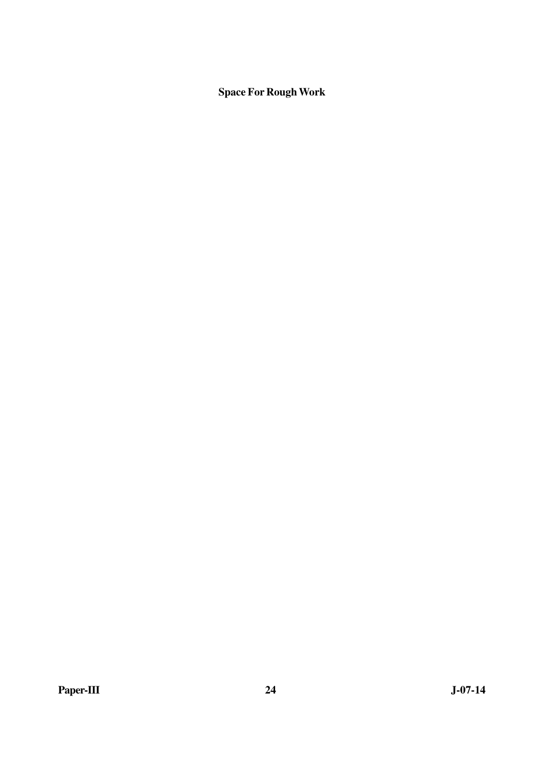**Space For Rough Work**